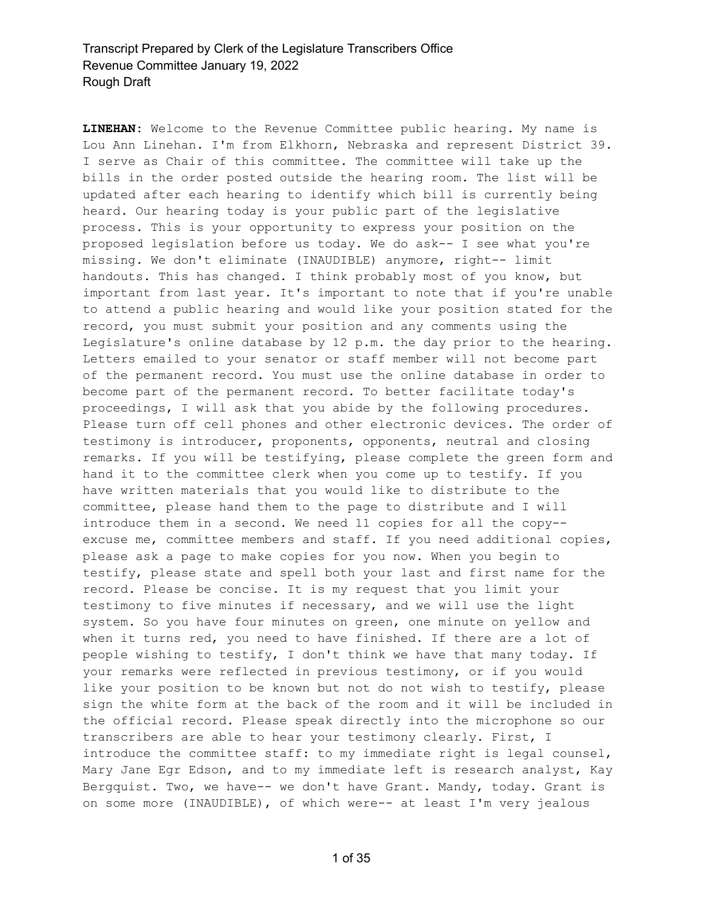**LINEHAN:** Welcome to the Revenue Committee public hearing. My name is Lou Ann Linehan. I'm from Elkhorn, Nebraska and represent District 39. I serve as Chair of this committee. The committee will take up the bills in the order posted outside the hearing room. The list will be updated after each hearing to identify which bill is currently being heard. Our hearing today is your public part of the legislative process. This is your opportunity to express your position on the proposed legislation before us today. We do ask-- I see what you're missing. We don't eliminate (INAUDIBLE) anymore, right-- limit handouts. This has changed. I think probably most of you know, but important from last year. It's important to note that if you're unable to attend a public hearing and would like your position stated for the record, you must submit your position and any comments using the Legislature's online database by 12 p.m. the day prior to the hearing. Letters emailed to your senator or staff member will not become part of the permanent record. You must use the online database in order to become part of the permanent record. To better facilitate today's proceedings, I will ask that you abide by the following procedures. Please turn off cell phones and other electronic devices. The order of testimony is introducer, proponents, opponents, neutral and closing remarks. If you will be testifying, please complete the green form and hand it to the committee clerk when you come up to testify. If you have written materials that you would like to distribute to the committee, please hand them to the page to distribute and I will introduce them in a second. We need 11 copies for all the copy-- excuse me, committee members and staff. If you need additional copies, please ask a page to make copies for you now. When you begin to testify, please state and spell both your last and first name for the record. Please be concise. It is my request that you limit your testimony to five minutes if necessary, and we will use the light system. So you have four minutes on green, one minute on yellow and when it turns red, you need to have finished. If there are a lot of people wishing to testify, I don't think we have that many today. If your remarks were reflected in previous testimony, or if you would like your position to be known but not do not wish to testify, please sign the white form at the back of the room and it will be included in the official record. Please speak directly into the microphone so our transcribers are able to hear your testimony clearly. First, I introduce the committee staff: to my immediate right is legal counsel, Mary Jane Egr Edson, and to my immediate left is research analyst, Kay Bergquist. Two, we have-- we don't have Grant. Mandy, today. Grant is on some more (INAUDIBLE), of which were-- at least I'm very jealous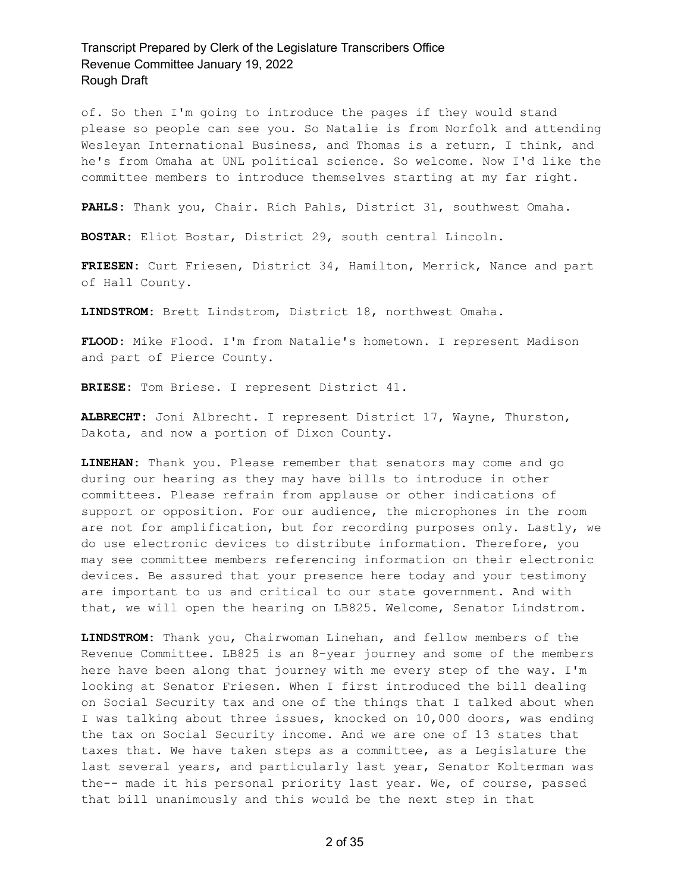of. So then I'm going to introduce the pages if they would stand please so people can see you. So Natalie is from Norfolk and attending Wesleyan International Business, and Thomas is a return, I think, and he's from Omaha at UNL political science. So welcome. Now I'd like the committee members to introduce themselves starting at my far right.

**PAHLS:** Thank you, Chair. Rich Pahls, District 31, southwest Omaha.

**BOSTAR:** Eliot Bostar, District 29, south central Lincoln.

**FRIESEN:** Curt Friesen, District 34, Hamilton, Merrick, Nance and part of Hall County.

**LINDSTROM:** Brett Lindstrom, District 18, northwest Omaha.

**FLOOD:** Mike Flood. I'm from Natalie's hometown. I represent Madison and part of Pierce County.

**BRIESE:** Tom Briese. I represent District 41.

**ALBRECHT:** Joni Albrecht. I represent District 17, Wayne, Thurston, Dakota, and now a portion of Dixon County.

**LINEHAN:** Thank you. Please remember that senators may come and go during our hearing as they may have bills to introduce in other committees. Please refrain from applause or other indications of support or opposition. For our audience, the microphones in the room are not for amplification, but for recording purposes only. Lastly, we do use electronic devices to distribute information. Therefore, you may see committee members referencing information on their electronic devices. Be assured that your presence here today and your testimony are important to us and critical to our state government. And with that, we will open the hearing on LB825. Welcome, Senator Lindstrom.

**LINDSTROM:** Thank you, Chairwoman Linehan, and fellow members of the Revenue Committee. LB825 is an 8-year journey and some of the members here have been along that journey with me every step of the way. I'm looking at Senator Friesen. When I first introduced the bill dealing on Social Security tax and one of the things that I talked about when I was talking about three issues, knocked on 10,000 doors, was ending the tax on Social Security income. And we are one of 13 states that taxes that. We have taken steps as a committee, as a Legislature the last several years, and particularly last year, Senator Kolterman was the-- made it his personal priority last year. We, of course, passed that bill unanimously and this would be the next step in that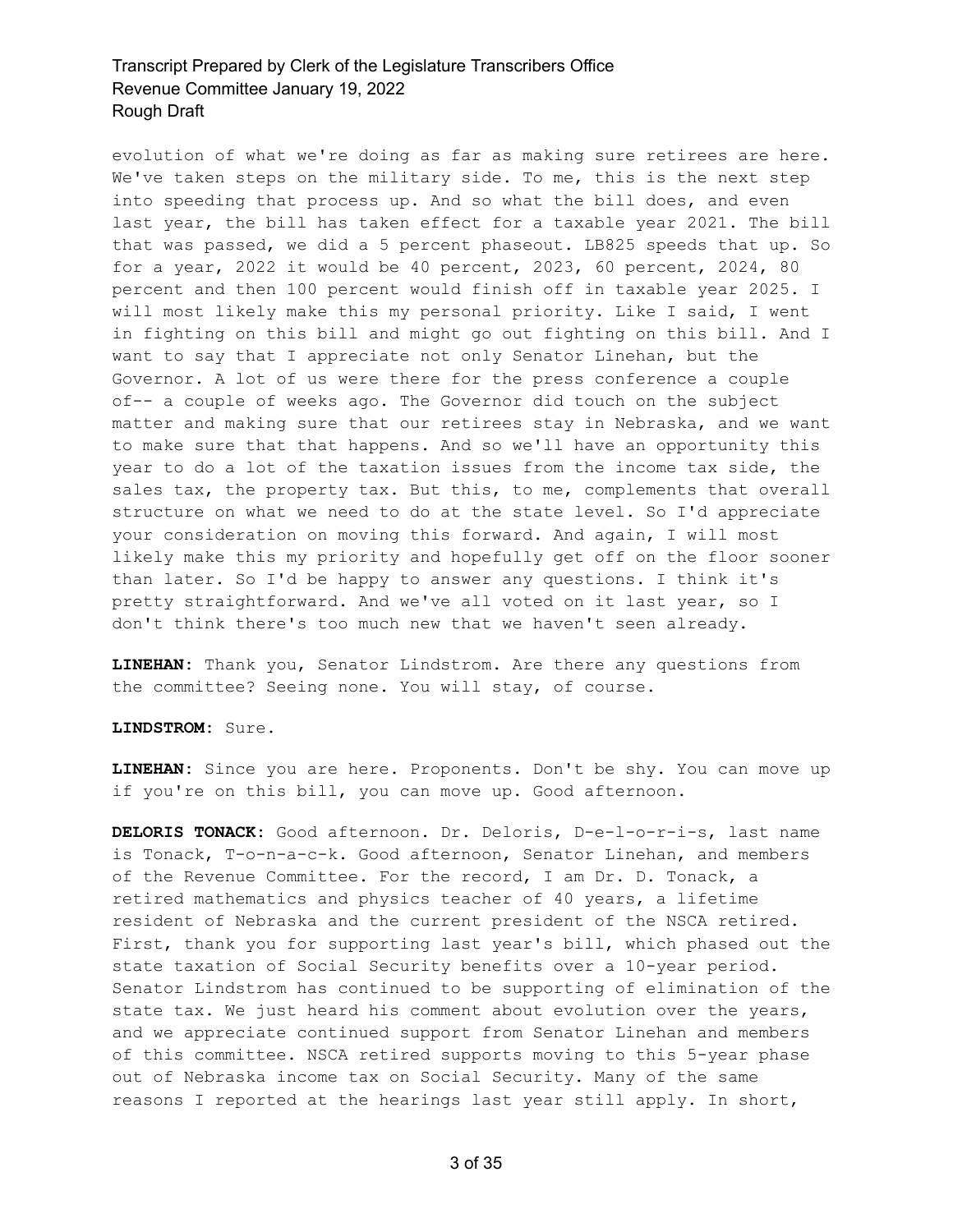evolution of what we're doing as far as making sure retirees are here. We've taken steps on the military side. To me, this is the next step into speeding that process up. And so what the bill does, and even last year, the bill has taken effect for a taxable year 2021. The bill that was passed, we did a 5 percent phaseout. LB825 speeds that up. So for a year, 2022 it would be 40 percent, 2023, 60 percent, 2024, 80 percent and then 100 percent would finish off in taxable year 2025. I will most likely make this my personal priority. Like I said, I went in fighting on this bill and might go out fighting on this bill. And I want to say that I appreciate not only Senator Linehan, but the Governor. A lot of us were there for the press conference a couple of-- a couple of weeks ago. The Governor did touch on the subject matter and making sure that our retirees stay in Nebraska, and we want to make sure that that happens. And so we'll have an opportunity this year to do a lot of the taxation issues from the income tax side, the sales tax, the property tax. But this, to me, complements that overall structure on what we need to do at the state level. So I'd appreciate your consideration on moving this forward. And again, I will most likely make this my priority and hopefully get off on the floor sooner than later. So I'd be happy to answer any questions. I think it's pretty straightforward. And we've all voted on it last year, so I don't think there's too much new that we haven't seen already.

**LINEHAN:** Thank you, Senator Lindstrom. Are there any questions from the committee? Seeing none. You will stay, of course.

**LINDSTROM:** Sure.

**LINEHAN:** Since you are here. Proponents. Don't be shy. You can move up if you're on this bill, you can move up. Good afternoon.

**DELORIS TONACK:** Good afternoon. Dr. Deloris, D-e-l-o-r-i-s, last name is Tonack, T-o-n-a-c-k. Good afternoon, Senator Linehan, and members of the Revenue Committee. For the record, I am Dr. D. Tonack, a retired mathematics and physics teacher of 40 years, a lifetime resident of Nebraska and the current president of the NSCA retired. First, thank you for supporting last year's bill, which phased out the state taxation of Social Security benefits over a 10-year period. Senator Lindstrom has continued to be supporting of elimination of the state tax. We just heard his comment about evolution over the years, and we appreciate continued support from Senator Linehan and members of this committee. NSCA retired supports moving to this 5-year phase out of Nebraska income tax on Social Security. Many of the same reasons I reported at the hearings last year still apply. In short,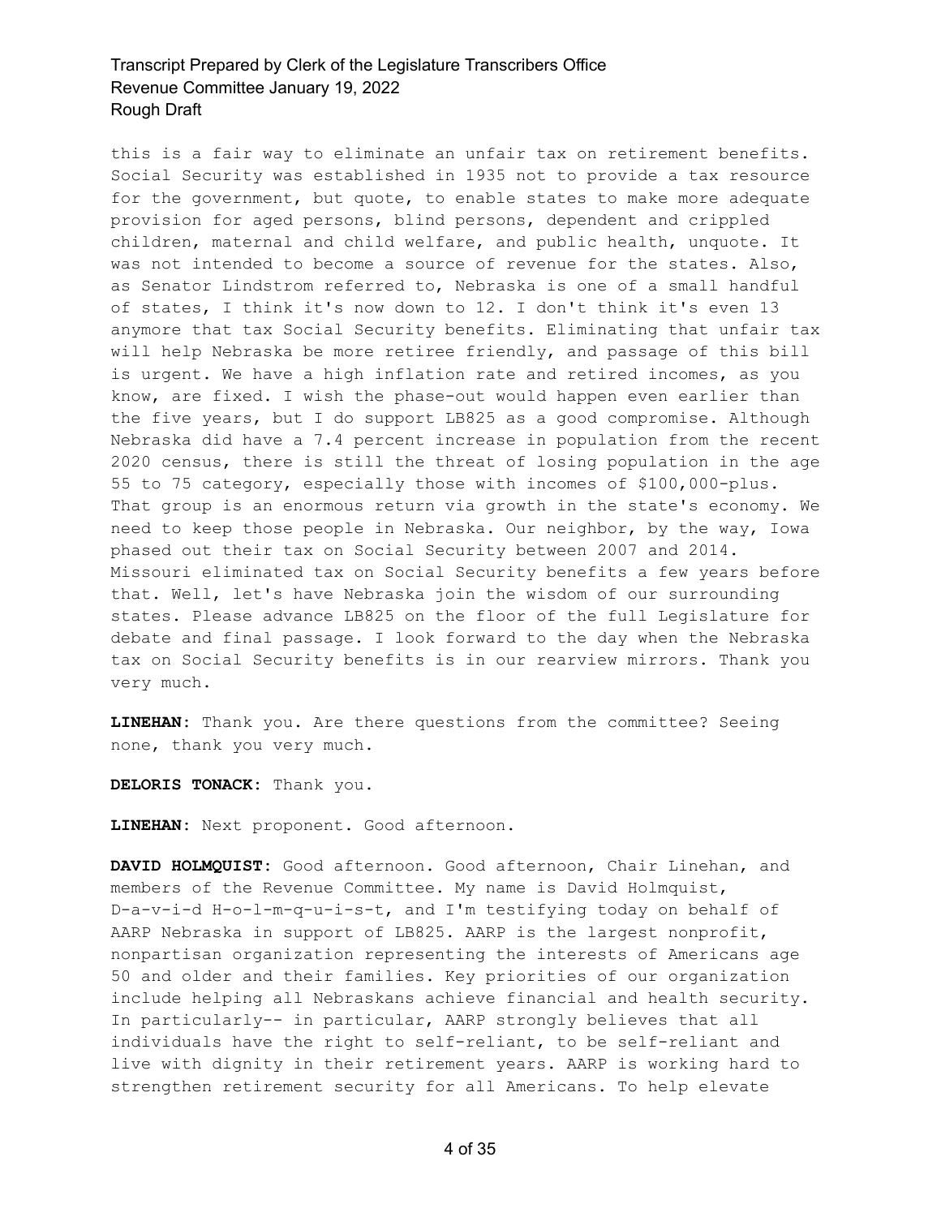this is a fair way to eliminate an unfair tax on retirement benefits. Social Security was established in 1935 not to provide a tax resource for the government, but quote, to enable states to make more adequate provision for aged persons, blind persons, dependent and crippled children, maternal and child welfare, and public health, unquote. It was not intended to become a source of revenue for the states. Also, as Senator Lindstrom referred to, Nebraska is one of a small handful of states, I think it's now down to 12. I don't think it's even 13 anymore that tax Social Security benefits. Eliminating that unfair tax will help Nebraska be more retiree friendly, and passage of this bill is urgent. We have a high inflation rate and retired incomes, as you know, are fixed. I wish the phase-out would happen even earlier than the five years, but I do support LB825 as a good compromise. Although Nebraska did have a 7.4 percent increase in population from the recent 2020 census, there is still the threat of losing population in the age 55 to 75 category, especially those with incomes of $100,000-plus. That group is an enormous return via growth in the state's economy. We need to keep those people in Nebraska. Our neighbor, by the way, Iowa phased out their tax on Social Security between 2007 and 2014. Missouri eliminated tax on Social Security benefits a few years before that. Well, let's have Nebraska join the wisdom of our surrounding states. Please advance LB825 on the floor of the full Legislature for debate and final passage. I look forward to the day when the Nebraska tax on Social Security benefits is in our rearview mirrors. Thank you very much.

**LINEHAN:** Thank you. Are there questions from the committee? Seeing none, thank you very much.

**DELORIS TONACK:** Thank you.

**LINEHAN:** Next proponent. Good afternoon.

**DAVID HOLMQUIST:** Good afternoon. Good afternoon, Chair Linehan, and members of the Revenue Committee. My name is David Holmquist, D-a-v-i-d H-o-l-m-q-u-i-s-t, and I'm testifying today on behalf of AARP Nebraska in support of LB825. AARP is the largest nonprofit, nonpartisan organization representing the interests of Americans age 50 and older and their families. Key priorities of our organization include helping all Nebraskans achieve financial and health security. In particularly-- in particular, AARP strongly believes that all individuals have the right to self-reliant, to be self-reliant and live with dignity in their retirement years. AARP is working hard to strengthen retirement security for all Americans. To help elevate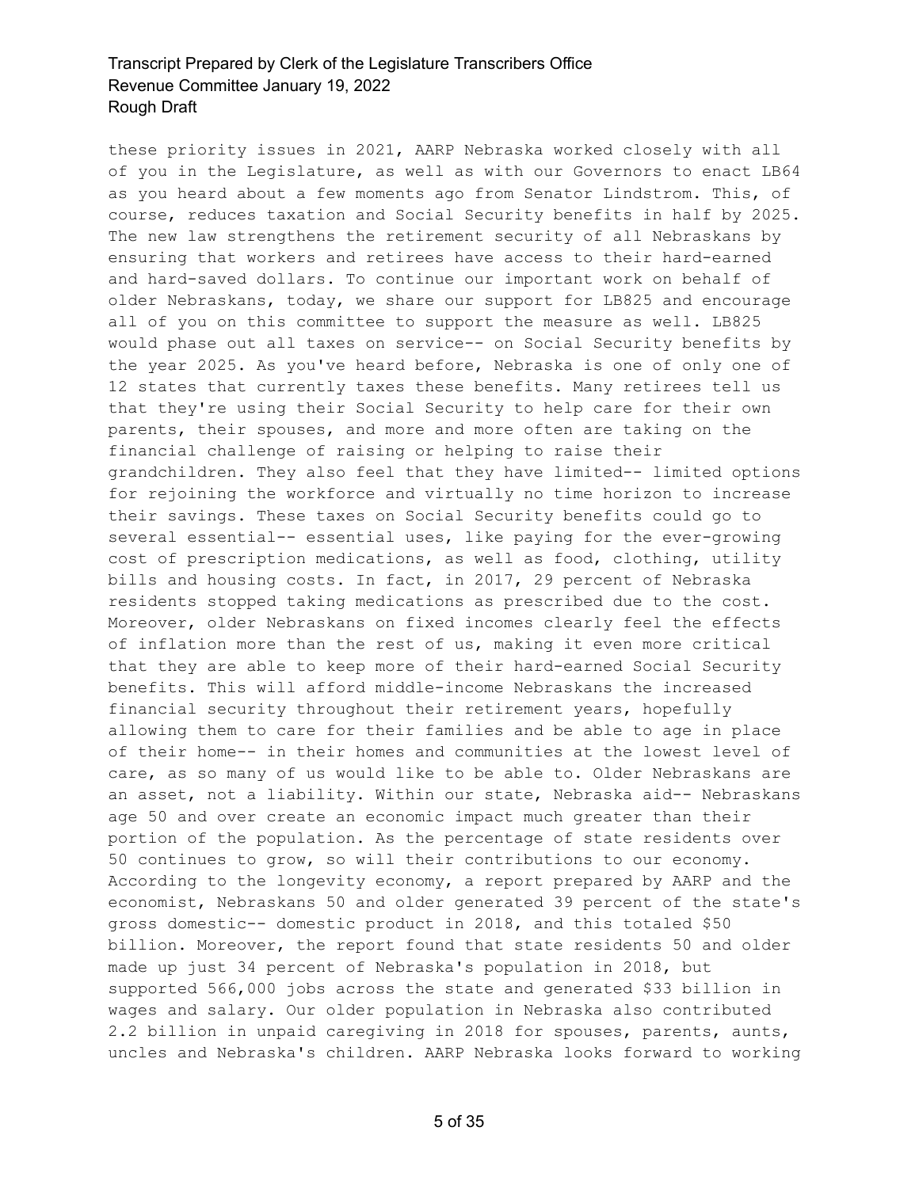these priority issues in 2021, AARP Nebraska worked closely with all of you in the Legislature, as well as with our Governors to enact LB64 as you heard about a few moments ago from Senator Lindstrom. This, of course, reduces taxation and Social Security benefits in half by 2025. The new law strengthens the retirement security of all Nebraskans by ensuring that workers and retirees have access to their hard-earned and hard-saved dollars. To continue our important work on behalf of older Nebraskans, today, we share our support for LB825 and encourage all of you on this committee to support the measure as well. LB825 would phase out all taxes on service-- on Social Security benefits by the year 2025. As you've heard before, Nebraska is one of only one of 12 states that currently taxes these benefits. Many retirees tell us that they're using their Social Security to help care for their own parents, their spouses, and more and more often are taking on the financial challenge of raising or helping to raise their grandchildren. They also feel that they have limited-- limited options for rejoining the workforce and virtually no time horizon to increase their savings. These taxes on Social Security benefits could go to several essential-- essential uses, like paying for the ever-growing cost of prescription medications, as well as food, clothing, utility bills and housing costs. In fact, in 2017, 29 percent of Nebraska residents stopped taking medications as prescribed due to the cost. Moreover, older Nebraskans on fixed incomes clearly feel the effects of inflation more than the rest of us, making it even more critical that they are able to keep more of their hard-earned Social Security benefits. This will afford middle-income Nebraskans the increased financial security throughout their retirement years, hopefully allowing them to care for their families and be able to age in place of their home-- in their homes and communities at the lowest level of care, as so many of us would like to be able to. Older Nebraskans are an asset, not a liability. Within our state, Nebraska aid-- Nebraskans age 50 and over create an economic impact much greater than their portion of the population. As the percentage of state residents over 50 continues to grow, so will their contributions to our economy. According to the longevity economy, a report prepared by AARP and the economist, Nebraskans 50 and older generated 39 percent of the state's gross domestic-- domestic product in 2018, and this totaled $50 billion. Moreover, the report found that state residents 50 and older made up just 34 percent of Nebraska's population in 2018, but supported 566,000 jobs across the state and generated $33 billion in wages and salary. Our older population in Nebraska also contributed 2.2 billion in unpaid caregiving in 2018 for spouses, parents, aunts, uncles and Nebraska's children. AARP Nebraska looks forward to working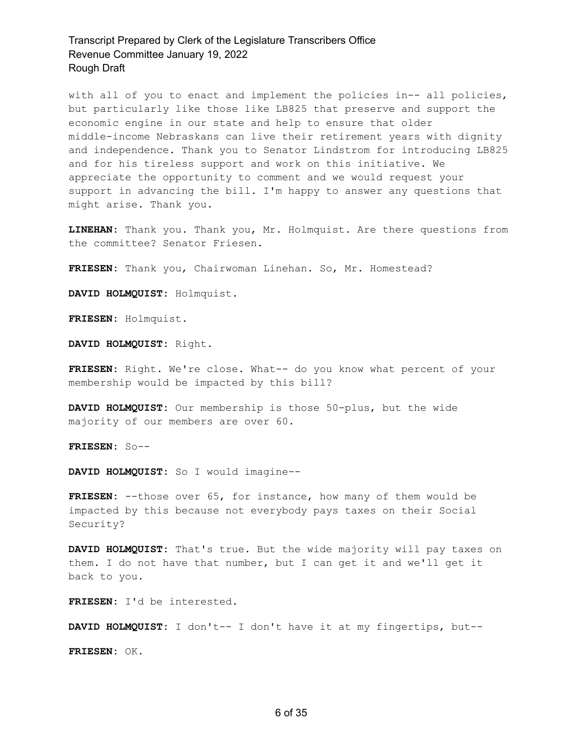with all of you to enact and implement the policies in-- all policies, but particularly like those like LB825 that preserve and support the economic engine in our state and help to ensure that older middle-income Nebraskans can live their retirement years with dignity and independence. Thank you to Senator Lindstrom for introducing LB825 and for his tireless support and work on this initiative. We appreciate the opportunity to comment and we would request your support in advancing the bill. I'm happy to answer any questions that might arise. Thank you.

**LINEHAN:** Thank you. Thank you, Mr. Holmquist. Are there questions from the committee? Senator Friesen.

**FRIESEN:** Thank you, Chairwoman Linehan. So, Mr. Homestead?

**DAVID HOLMQUIST:** Holmquist.

**FRIESEN:** Holmquist.

**DAVID HOLMQUIST:** Right.

**FRIESEN:** Right. We're close. What-- do you know what percent of your membership would be impacted by this bill?

**DAVID HOLMQUIST:** Our membership is those 50-plus, but the wide majority of our members are over 60.

**FRIESEN:** So--

**DAVID HOLMQUIST:** So I would imagine--

**FRIESEN:** --those over 65, for instance, how many of them would be impacted by this because not everybody pays taxes on their Social Security?

**DAVID HOLMQUIST:** That's true. But the wide majority will pay taxes on them. I do not have that number, but I can get it and we'll get it back to you.

**FRIESEN:** I'd be interested.

**DAVID HOLMQUIST:** I don't-- I don't have it at my fingertips, but--

**FRIESEN:** OK.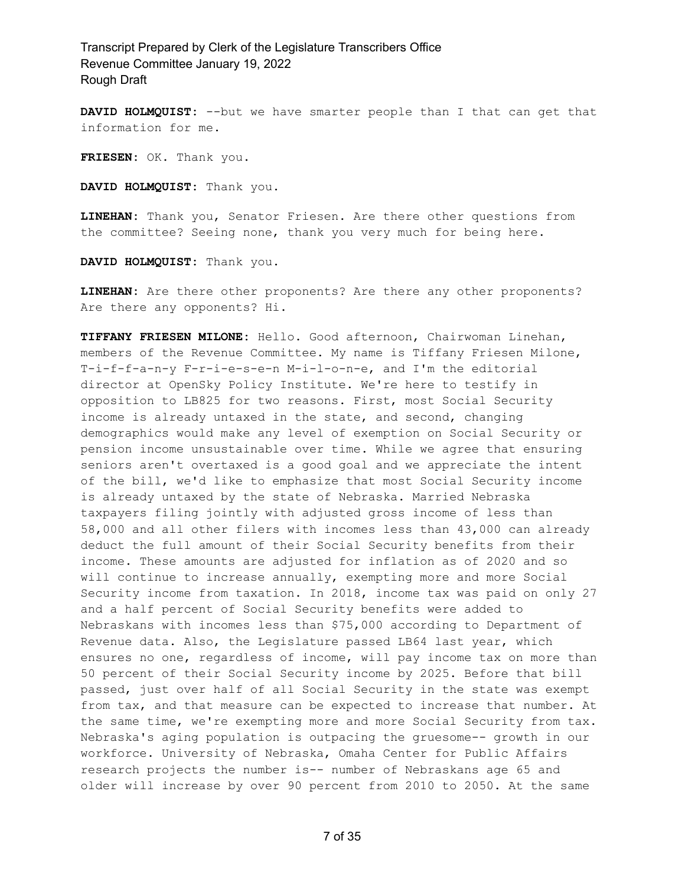**DAVID HOLMQUIST:** --but we have smarter people than I that can get that information for me.

**FRIESEN:** OK. Thank you.

**DAVID HOLMQUIST:** Thank you.

**LINEHAN:** Thank you, Senator Friesen. Are there other questions from the committee? Seeing none, thank you very much for being here.

**DAVID HOLMQUIST:** Thank you.

**LINEHAN:** Are there other proponents? Are there any other proponents? Are there any opponents? Hi.

**TIFFANY FRIESEN MILONE:** Hello. Good afternoon, Chairwoman Linehan, members of the Revenue Committee. My name is Tiffany Friesen Milone, T-i-f-f-a-n-y F-r-i-e-s-e-n M-i-l-o-n-e, and I'm the editorial director at OpenSky Policy Institute. We're here to testify in opposition to LB825 for two reasons. First, most Social Security income is already untaxed in the state, and second, changing demographics would make any level of exemption on Social Security or pension income unsustainable over time. While we agree that ensuring seniors aren't overtaxed is a good goal and we appreciate the intent of the bill, we'd like to emphasize that most Social Security income is already untaxed by the state of Nebraska. Married Nebraska taxpayers filing jointly with adjusted gross income of less than 58,000 and all other filers with incomes less than 43,000 can already deduct the full amount of their Social Security benefits from their income. These amounts are adjusted for inflation as of 2020 and so will continue to increase annually, exempting more and more Social Security income from taxation. In 2018, income tax was paid on only 27 and a half percent of Social Security benefits were added to Nebraskans with incomes less than $75,000 according to Department of Revenue data. Also, the Legislature passed LB64 last year, which ensures no one, regardless of income, will pay income tax on more than 50 percent of their Social Security income by 2025. Before that bill passed, just over half of all Social Security in the state was exempt from tax, and that measure can be expected to increase that number. At the same time, we're exempting more and more Social Security from tax. Nebraska's aging population is outpacing the gruesome-- growth in our workforce. University of Nebraska, Omaha Center for Public Affairs research projects the number is-- number of Nebraskans age 65 and older will increase by over 90 percent from 2010 to 2050. At the same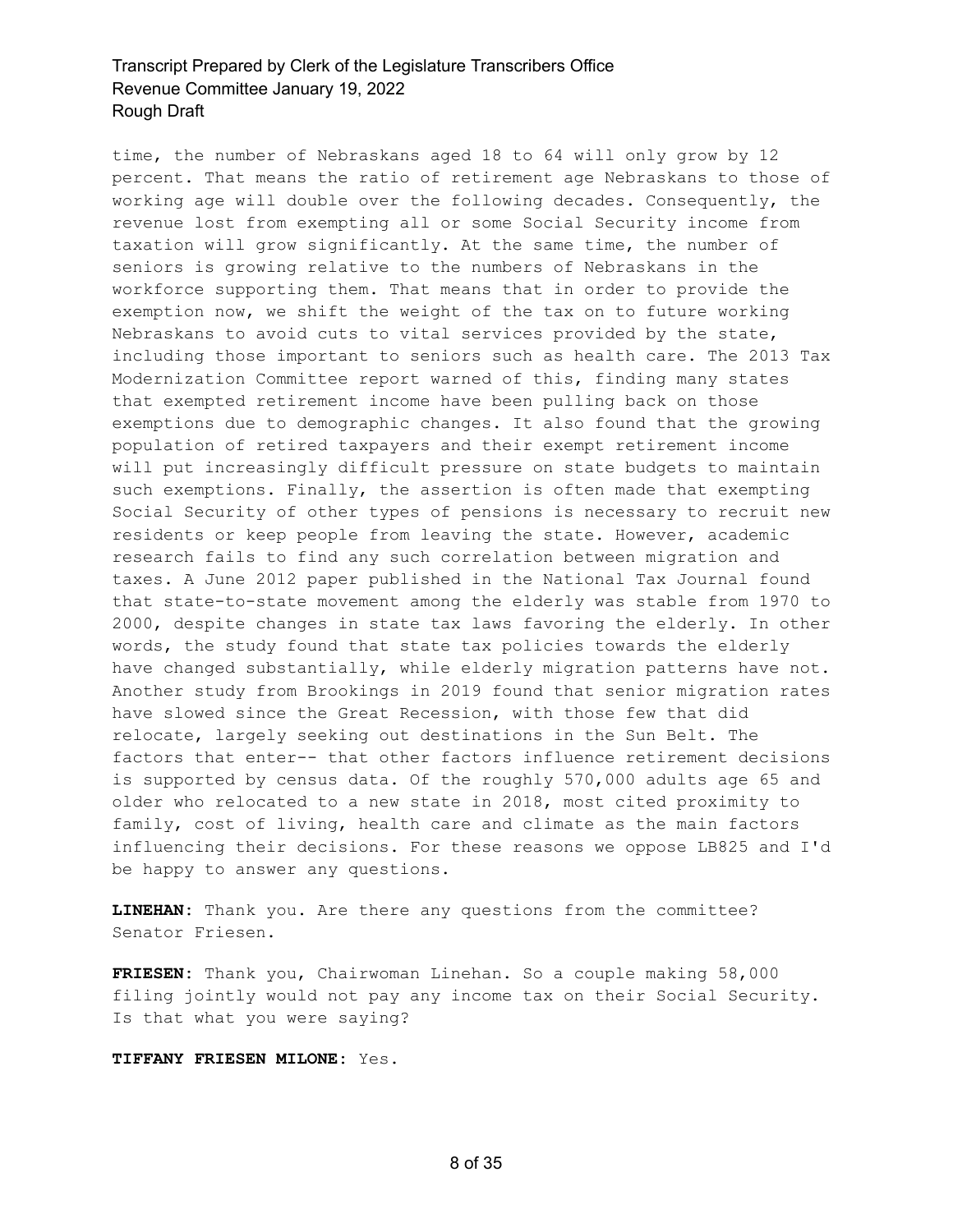time, the number of Nebraskans aged 18 to 64 will only grow by 12 percent. That means the ratio of retirement age Nebraskans to those of working age will double over the following decades. Consequently, the revenue lost from exempting all or some Social Security income from taxation will grow significantly. At the same time, the number of seniors is growing relative to the numbers of Nebraskans in the workforce supporting them. That means that in order to provide the exemption now, we shift the weight of the tax on to future working Nebraskans to avoid cuts to vital services provided by the state, including those important to seniors such as health care. The 2013 Tax Modernization Committee report warned of this, finding many states that exempted retirement income have been pulling back on those exemptions due to demographic changes. It also found that the growing population of retired taxpayers and their exempt retirement income will put increasingly difficult pressure on state budgets to maintain such exemptions. Finally, the assertion is often made that exempting Social Security of other types of pensions is necessary to recruit new residents or keep people from leaving the state. However, academic research fails to find any such correlation between migration and taxes. A June 2012 paper published in the National Tax Journal found that state-to-state movement among the elderly was stable from 1970 to 2000, despite changes in state tax laws favoring the elderly. In other words, the study found that state tax policies towards the elderly have changed substantially, while elderly migration patterns have not. Another study from Brookings in 2019 found that senior migration rates have slowed since the Great Recession, with those few that did relocate, largely seeking out destinations in the Sun Belt. The factors that enter-- that other factors influence retirement decisions is supported by census data. Of the roughly 570,000 adults age 65 and older who relocated to a new state in 2018, most cited proximity to family, cost of living, health care and climate as the main factors influencing their decisions. For these reasons we oppose LB825 and I'd be happy to answer any questions.

**LINEHAN:** Thank you. Are there any questions from the committee? Senator Friesen.

**FRIESEN:** Thank you, Chairwoman Linehan. So a couple making 58,000 filing jointly would not pay any income tax on their Social Security. Is that what you were saying?

**TIFFANY FRIESEN MILONE:** Yes.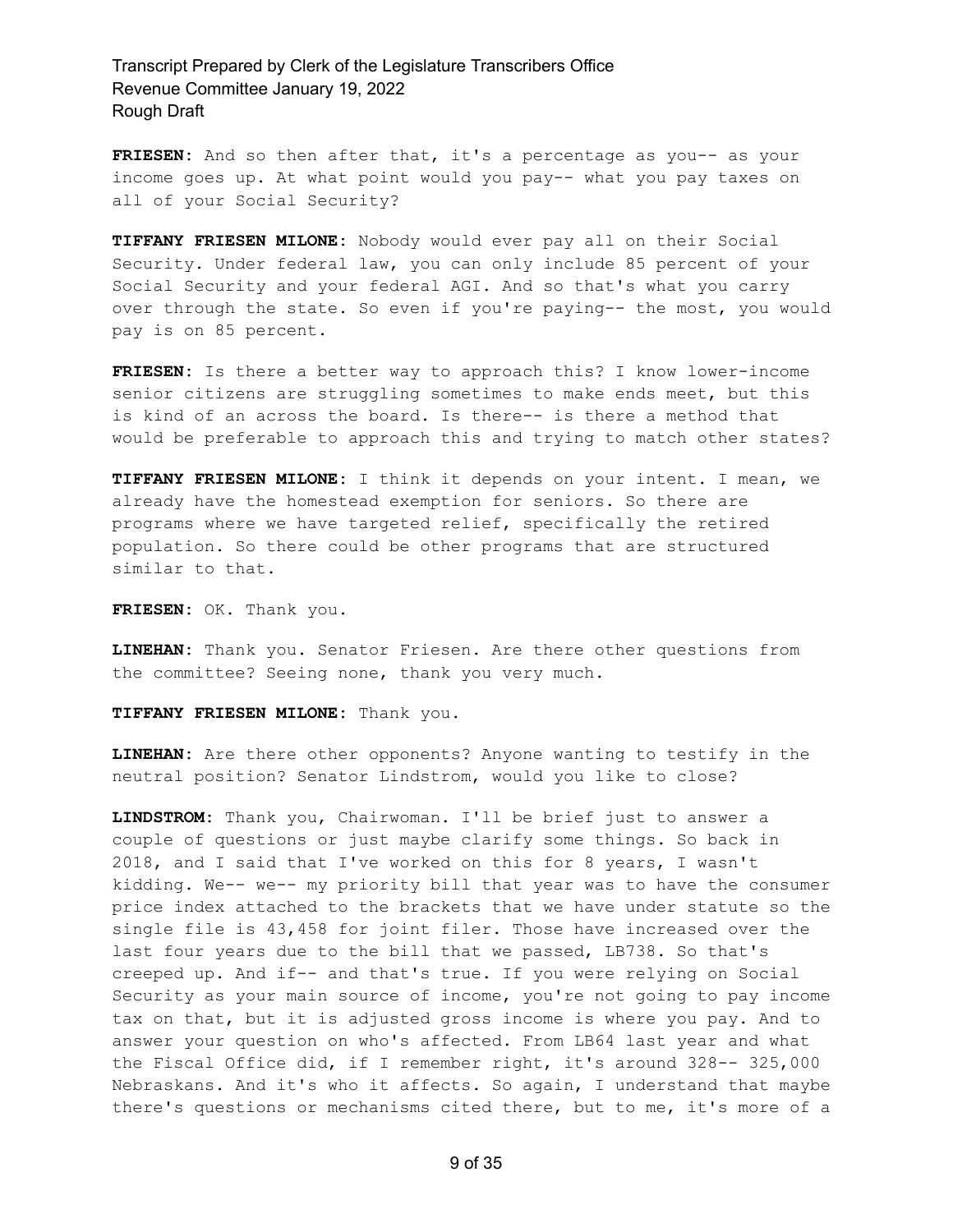**FRIESEN:** And so then after that, it's a percentage as you-- as your income goes up. At what point would you pay-- what you pay taxes on all of your Social Security?

**TIFFANY FRIESEN MILONE:** Nobody would ever pay all on their Social Security. Under federal law, you can only include 85 percent of your Social Security and your federal AGI. And so that's what you carry over through the state. So even if you're paying-- the most, you would pay is on 85 percent.

**FRIESEN:** Is there a better way to approach this? I know lower-income senior citizens are struggling sometimes to make ends meet, but this is kind of an across the board. Is there-- is there a method that would be preferable to approach this and trying to match other states?

**TIFFANY FRIESEN MILONE:** I think it depends on your intent. I mean, we already have the homestead exemption for seniors. So there are programs where we have targeted relief, specifically the retired population. So there could be other programs that are structured similar to that.

**FRIESEN:** OK. Thank you.

**LINEHAN:** Thank you. Senator Friesen. Are there other questions from the committee? Seeing none, thank you very much.

**TIFFANY FRIESEN MILONE:** Thank you.

**LINEHAN:** Are there other opponents? Anyone wanting to testify in the neutral position? Senator Lindstrom, would you like to close?

**LINDSTROM:** Thank you, Chairwoman. I'll be brief just to answer a couple of questions or just maybe clarify some things. So back in 2018, and I said that I've worked on this for 8 years, I wasn't kidding. We-- we-- my priority bill that year was to have the consumer price index attached to the brackets that we have under statute so the single file is 43,458 for joint filer. Those have increased over the last four years due to the bill that we passed, LB738. So that's creeped up. And if-- and that's true. If you were relying on Social Security as your main source of income, you're not going to pay income tax on that, but it is adjusted gross income is where you pay. And to answer your question on who's affected. From LB64 last year and what the Fiscal Office did, if I remember right, it's around 328-- 325,000 Nebraskans. And it's who it affects. So again, I understand that maybe there's questions or mechanisms cited there, but to me, it's more of a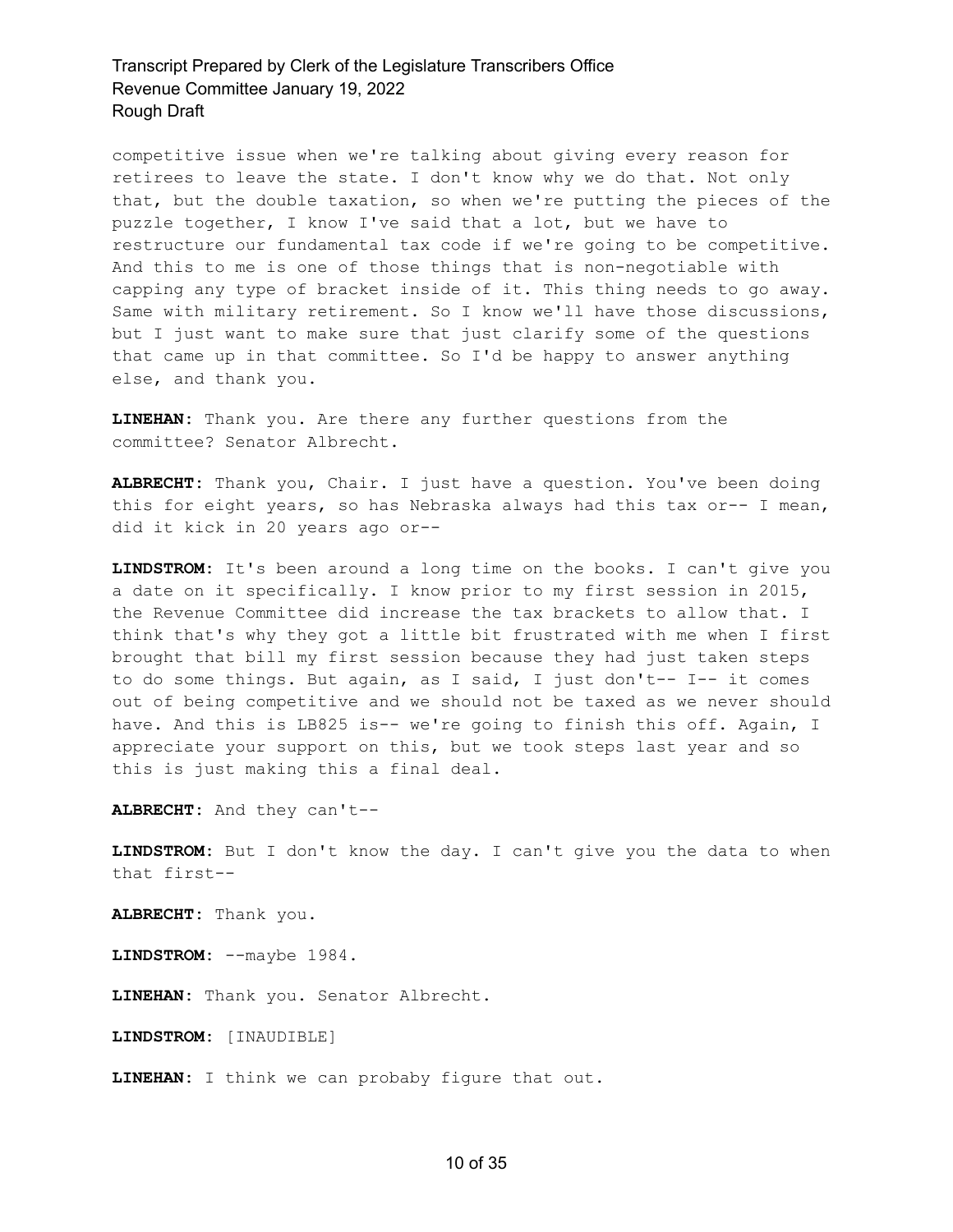competitive issue when we're talking about giving every reason for retirees to leave the state. I don't know why we do that. Not only that, but the double taxation, so when we're putting the pieces of the puzzle together, I know I've said that a lot, but we have to restructure our fundamental tax code if we're going to be competitive. And this to me is one of those things that is non-negotiable with capping any type of bracket inside of it. This thing needs to go away. Same with military retirement. So I know we'll have those discussions, but I just want to make sure that just clarify some of the questions that came up in that committee. So I'd be happy to answer anything else, and thank you.

**LINEHAN:** Thank you. Are there any further questions from the committee? Senator Albrecht.

**ALBRECHT:** Thank you, Chair. I just have a question. You've been doing this for eight years, so has Nebraska always had this tax or-- I mean, did it kick in 20 years ago or--

**LINDSTROM:** It's been around a long time on the books. I can't give you a date on it specifically. I know prior to my first session in 2015, the Revenue Committee did increase the tax brackets to allow that. I think that's why they got a little bit frustrated with me when I first brought that bill my first session because they had just taken steps to do some things. But again, as I said, I just don't-- I-- it comes out of being competitive and we should not be taxed as we never should have. And this is LB825 is-- we're going to finish this off. Again, I appreciate your support on this, but we took steps last year and so this is just making this a final deal.

**ALBRECHT:** And they can't--

**LINDSTROM:** But I don't know the day. I can't give you the data to when that first--

**ALBRECHT:** Thank you.

**LINDSTROM:** --maybe 1984.

**LINEHAN:** Thank you. Senator Albrecht.

**LINDSTROM:** [INAUDIBLE]

**LINEHAN:** I think we can probaby figure that out.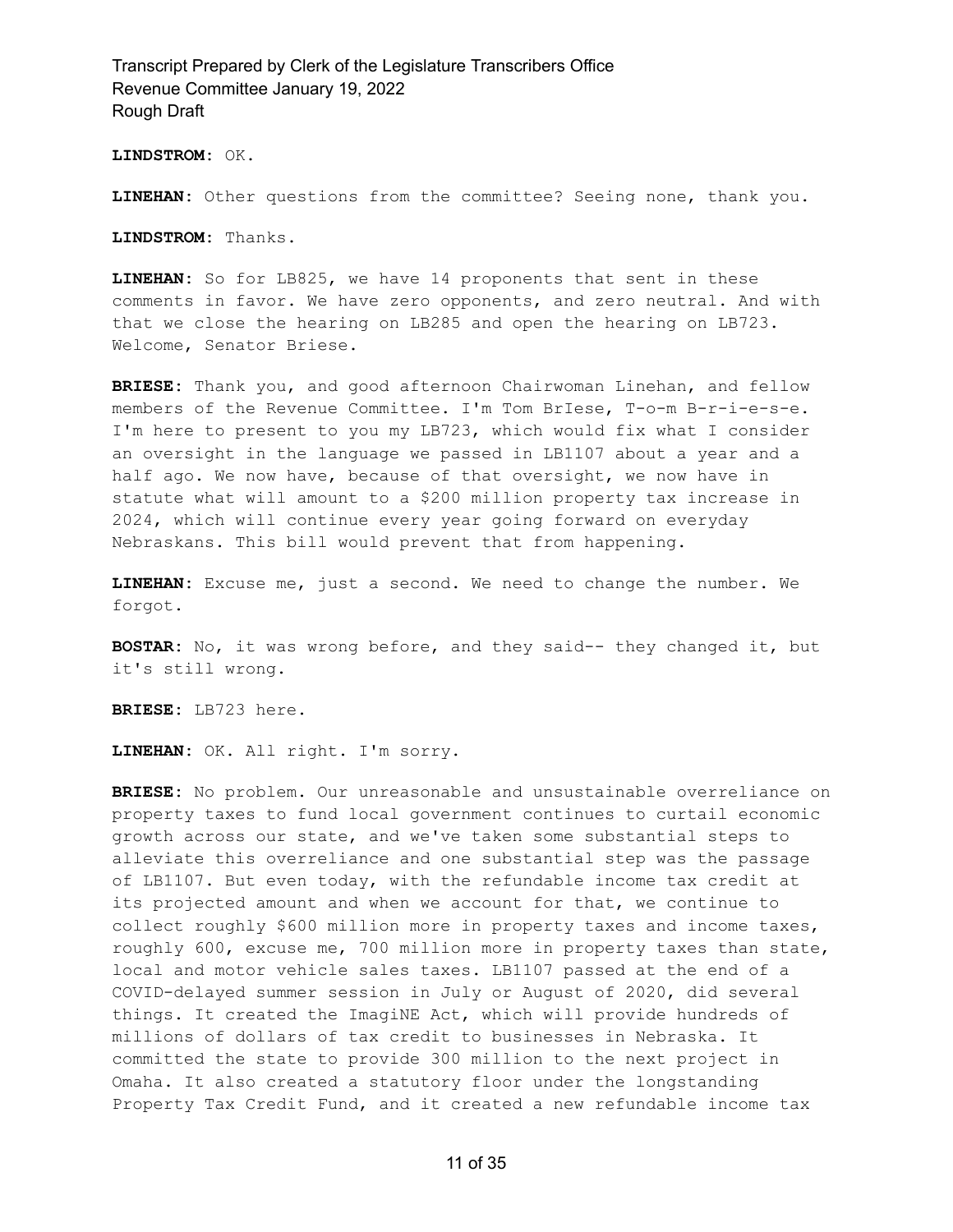**LINDSTROM:** OK.

**LINEHAN:** Other questions from the committee? Seeing none, thank you.

**LINDSTROM:** Thanks.

**LINEHAN:** So for LB825, we have 14 proponents that sent in these comments in favor. We have zero opponents, and zero neutral. And with that we close the hearing on LB285 and open the hearing on LB723. Welcome, Senator Briese.

**BRIESE:** Thank you, and good afternoon Chairwoman Linehan, and fellow members of the Revenue Committee. I'm Tom BrIese, T-o-m B-r-i-e-s-e. I'm here to present to you my LB723, which would fix what I consider an oversight in the language we passed in LB1107 about a year and a half ago. We now have, because of that oversight, we now have in statute what will amount to a $200 million property tax increase in 2024, which will continue every year going forward on everyday Nebraskans. This bill would prevent that from happening.

**LINEHAN:** Excuse me, just a second. We need to change the number. We forgot.

**BOSTAR:** No, it was wrong before, and they said-- they changed it, but it's still wrong.

**BRIESE:** LB723 here.

**LINEHAN:** OK. All right. I'm sorry.

**BRIESE:** No problem. Our unreasonable and unsustainable overreliance on property taxes to fund local government continues to curtail economic growth across our state, and we've taken some substantial steps to alleviate this overreliance and one substantial step was the passage of LB1107. But even today, with the refundable income tax credit at its projected amount and when we account for that, we continue to collect roughly $600 million more in property taxes and income taxes, roughly 600, excuse me, 700 million more in property taxes than state, local and motor vehicle sales taxes. LB1107 passed at the end of a COVID-delayed summer session in July or August of 2020, did several things. It created the ImagiNE Act, which will provide hundreds of millions of dollars of tax credit to businesses in Nebraska. It committed the state to provide 300 million to the next project in Omaha. It also created a statutory floor under the longstanding Property Tax Credit Fund, and it created a new refundable income tax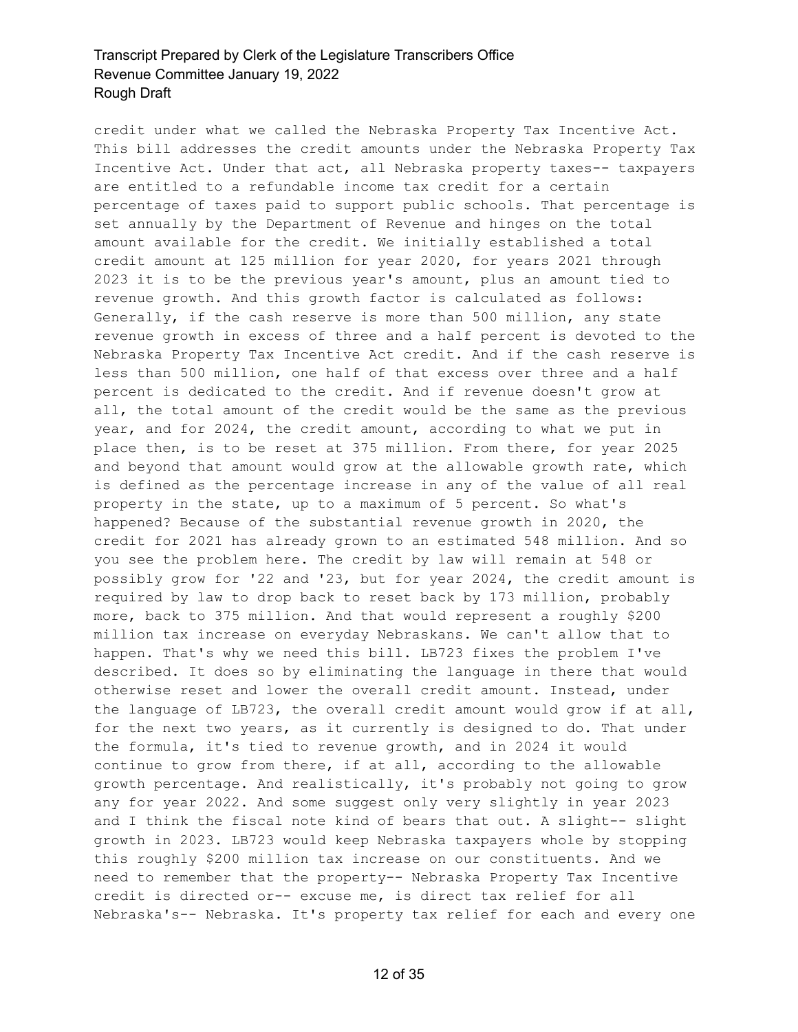credit under what we called the Nebraska Property Tax Incentive Act. This bill addresses the credit amounts under the Nebraska Property Tax Incentive Act. Under that act, all Nebraska property taxes-- taxpayers are entitled to a refundable income tax credit for a certain percentage of taxes paid to support public schools. That percentage is set annually by the Department of Revenue and hinges on the total amount available for the credit. We initially established a total credit amount at 125 million for year 2020, for years 2021 through 2023 it is to be the previous year's amount, plus an amount tied to revenue growth. And this growth factor is calculated as follows: Generally, if the cash reserve is more than 500 million, any state revenue growth in excess of three and a half percent is devoted to the Nebraska Property Tax Incentive Act credit. And if the cash reserve is less than 500 million, one half of that excess over three and a half percent is dedicated to the credit. And if revenue doesn't grow at all, the total amount of the credit would be the same as the previous year, and for 2024, the credit amount, according to what we put in place then, is to be reset at 375 million. From there, for year 2025 and beyond that amount would grow at the allowable growth rate, which is defined as the percentage increase in any of the value of all real property in the state, up to a maximum of 5 percent. So what's happened? Because of the substantial revenue growth in 2020, the credit for 2021 has already grown to an estimated 548 million. And so you see the problem here. The credit by law will remain at 548 or possibly grow for '22 and '23, but for year 2024, the credit amount is required by law to drop back to reset back by 173 million, probably more, back to 375 million. And that would represent a roughly $200 million tax increase on everyday Nebraskans. We can't allow that to happen. That's why we need this bill. LB723 fixes the problem I've described. It does so by eliminating the language in there that would otherwise reset and lower the overall credit amount. Instead, under the language of LB723, the overall credit amount would grow if at all, for the next two years, as it currently is designed to do. That under the formula, it's tied to revenue growth, and in 2024 it would continue to grow from there, if at all, according to the allowable growth percentage. And realistically, it's probably not going to grow any for year 2022. And some suggest only very slightly in year 2023 and I think the fiscal note kind of bears that out. A slight-- slight growth in 2023. LB723 would keep Nebraska taxpayers whole by stopping this roughly $200 million tax increase on our constituents. And we need to remember that the property-- Nebraska Property Tax Incentive credit is directed or-- excuse me, is direct tax relief for all Nebraska's-- Nebraska. It's property tax relief for each and every one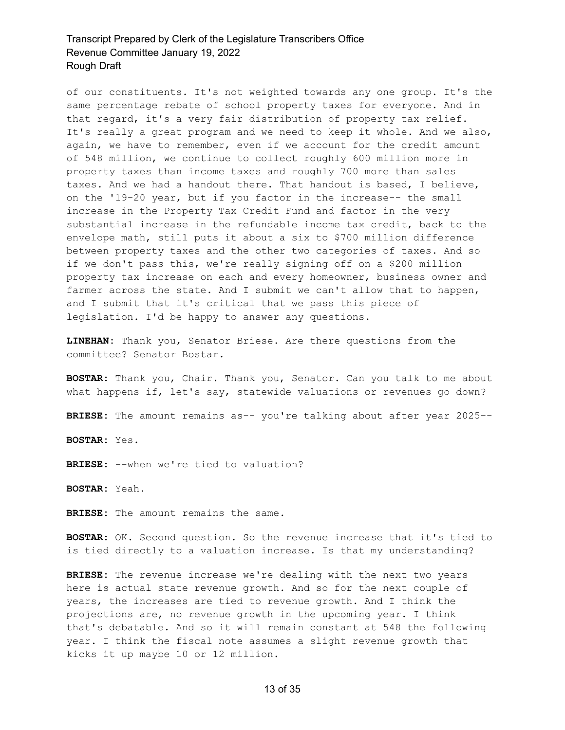of our constituents. It's not weighted towards any one group. It's the same percentage rebate of school property taxes for everyone. And in that regard, it's a very fair distribution of property tax relief. It's really a great program and we need to keep it whole. And we also, again, we have to remember, even if we account for the credit amount of 548 million, we continue to collect roughly 600 million more in property taxes than income taxes and roughly 700 more than sales taxes. And we had a handout there. That handout is based, I believe, on the '19-20 year, but if you factor in the increase-- the small increase in the Property Tax Credit Fund and factor in the very substantial increase in the refundable income tax credit, back to the envelope math, still puts it about a six to $700 million difference between property taxes and the other two categories of taxes. And so if we don't pass this, we're really signing off on a $200 million property tax increase on each and every homeowner, business owner and farmer across the state. And I submit we can't allow that to happen, and I submit that it's critical that we pass this piece of legislation. I'd be happy to answer any questions.

**LINEHAN:** Thank you, Senator Briese. Are there questions from the committee? Senator Bostar.

**BOSTAR:** Thank you, Chair. Thank you, Senator. Can you talk to me about what happens if, let's say, statewide valuations or revenues go down?

**BRIESE:** The amount remains as-- you're talking about after year 2025--

**BOSTAR:** Yes.

**BRIESE:** --when we're tied to valuation?

**BOSTAR:** Yeah.

**BRIESE:** The amount remains the same.

**BOSTAR:** OK. Second question. So the revenue increase that it's tied to is tied directly to a valuation increase. Is that my understanding?

**BRIESE:** The revenue increase we're dealing with the next two years here is actual state revenue growth. And so for the next couple of years, the increases are tied to revenue growth. And I think the projections are, no revenue growth in the upcoming year. I think that's debatable. And so it will remain constant at 548 the following year. I think the fiscal note assumes a slight revenue growth that kicks it up maybe 10 or 12 million.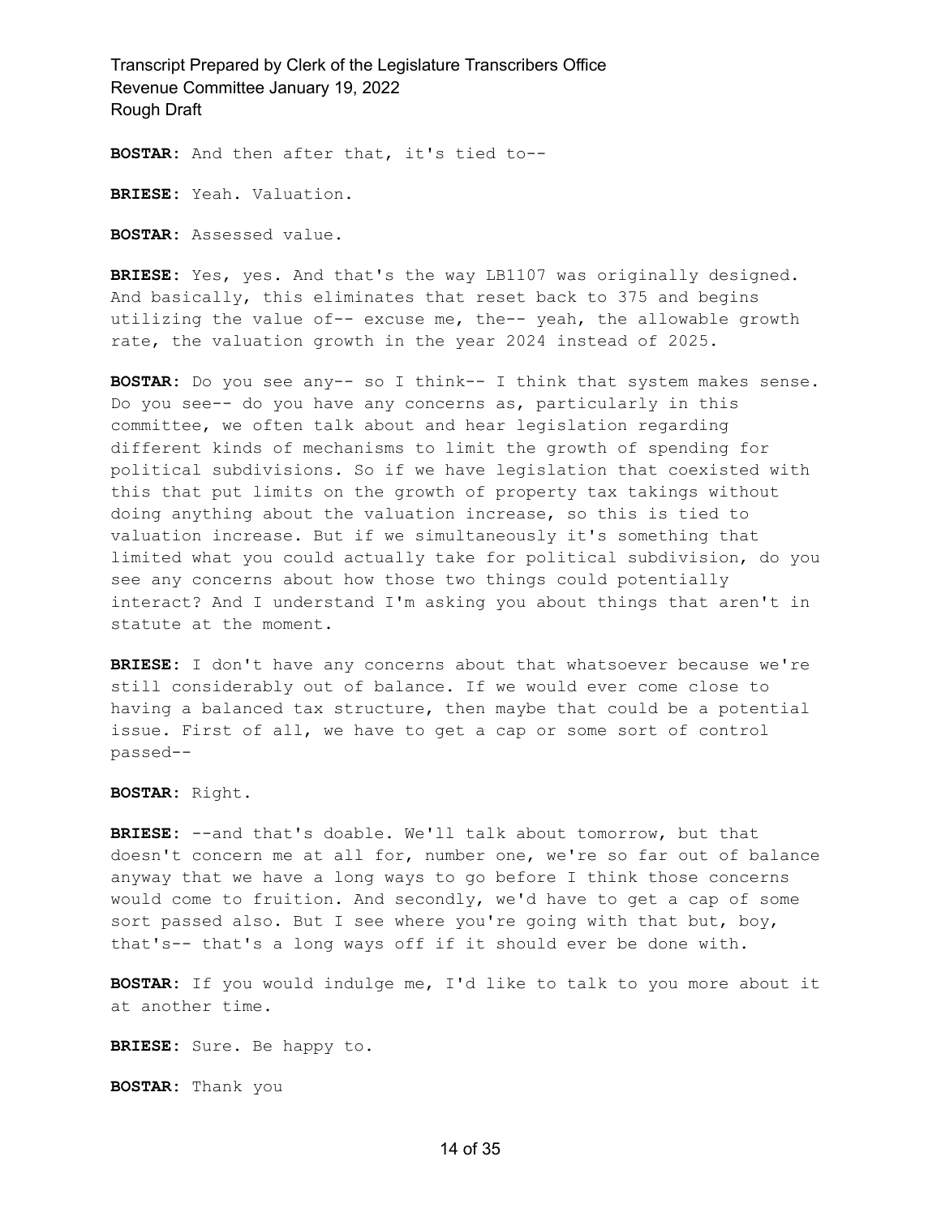**BOSTAR:** And then after that, it's tied to--

**BRIESE:** Yeah. Valuation.

**BOSTAR:** Assessed value.

**BRIESE:** Yes, yes. And that's the way LB1107 was originally designed. And basically, this eliminates that reset back to 375 and begins utilizing the value of-- excuse me, the-- yeah, the allowable growth rate, the valuation growth in the year 2024 instead of 2025.

**BOSTAR:** Do you see any-- so I think-- I think that system makes sense. Do you see-- do you have any concerns as, particularly in this committee, we often talk about and hear legislation regarding different kinds of mechanisms to limit the growth of spending for political subdivisions. So if we have legislation that coexisted with this that put limits on the growth of property tax takings without doing anything about the valuation increase, so this is tied to valuation increase. But if we simultaneously it's something that limited what you could actually take for political subdivision, do you see any concerns about how those two things could potentially interact? And I understand I'm asking you about things that aren't in statute at the moment.

**BRIESE:** I don't have any concerns about that whatsoever because we're still considerably out of balance. If we would ever come close to having a balanced tax structure, then maybe that could be a potential issue. First of all, we have to get a cap or some sort of control passed--

**BOSTAR:** Right.

**BRIESE:** --and that's doable. We'll talk about tomorrow, but that doesn't concern me at all for, number one, we're so far out of balance anyway that we have a long ways to go before I think those concerns would come to fruition. And secondly, we'd have to get a cap of some sort passed also. But I see where you're going with that but, boy, that's-- that's a long ways off if it should ever be done with.

**BOSTAR:** If you would indulge me, I'd like to talk to you more about it at another time.

**BRIESE:** Sure. Be happy to.

**BOSTAR:** Thank you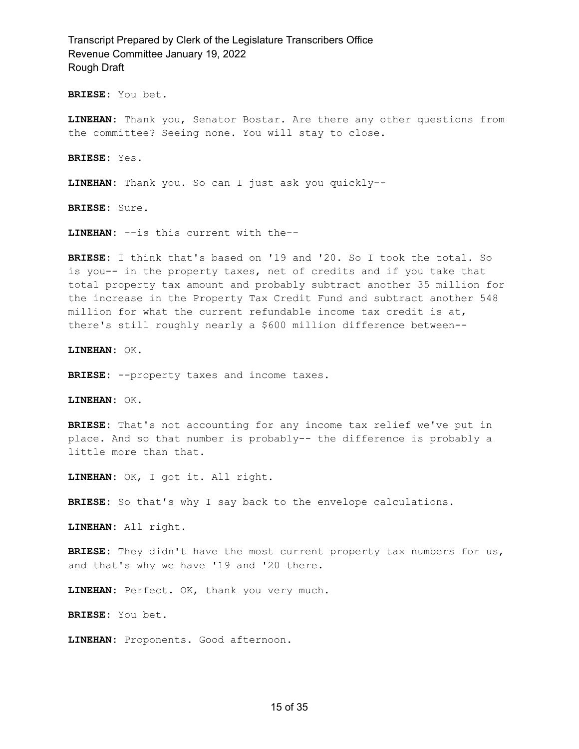**BRIESE:** You bet.

**LINEHAN:** Thank you, Senator Bostar. Are there any other questions from the committee? Seeing none. You will stay to close.

**BRIESE:** Yes.

**LINEHAN:** Thank you. So can I just ask you quickly--

**BRIESE:** Sure.

**LINEHAN:** --is this current with the--

**BRIESE:** I think that's based on '19 and '20. So I took the total. So is you-- in the property taxes, net of credits and if you take that total property tax amount and probably subtract another 35 million for the increase in the Property Tax Credit Fund and subtract another 548 million for what the current refundable income tax credit is at, there's still roughly nearly a $600 million difference between--

**LINEHAN:** OK.

**BRIESE:** --property taxes and income taxes.

**LINEHAN:** OK.

**BRIESE:** That's not accounting for any income tax relief we've put in place. And so that number is probably-- the difference is probably a little more than that.

**LINEHAN:** OK, I got it. All right.

**BRIESE:** So that's why I say back to the envelope calculations.

**LINEHAN:** All right.

**BRIESE:** They didn't have the most current property tax numbers for us, and that's why we have '19 and '20 there.

**LINEHAN:** Perfect. OK, thank you very much.

**BRIESE:** You bet.

**LINEHAN:** Proponents. Good afternoon.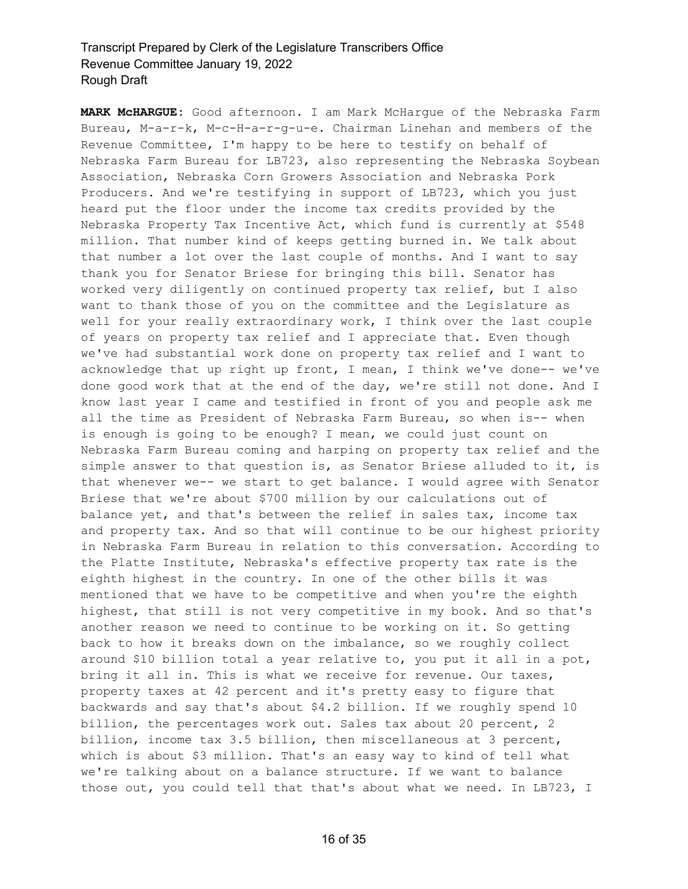**MARK McHARGUE:** Good afternoon. I am Mark McHargue of the Nebraska Farm Bureau, M-a-r-k, M-c-H-a-r-g-u-e. Chairman Linehan and members of the Revenue Committee, I'm happy to be here to testify on behalf of Nebraska Farm Bureau for LB723, also representing the Nebraska Soybean Association, Nebraska Corn Growers Association and Nebraska Pork Producers. And we're testifying in support of LB723, which you just heard put the floor under the income tax credits provided by the Nebraska Property Tax Incentive Act, which fund is currently at $548 million. That number kind of keeps getting burned in. We talk about that number a lot over the last couple of months. And I want to say thank you for Senator Briese for bringing this bill. Senator has worked very diligently on continued property tax relief, but I also want to thank those of you on the committee and the Legislature as well for your really extraordinary work, I think over the last couple of years on property tax relief and I appreciate that. Even though we've had substantial work done on property tax relief and I want to acknowledge that up right up front, I mean, I think we've done-- we've done good work that at the end of the day, we're still not done. And I know last year I came and testified in front of you and people ask me all the time as President of Nebraska Farm Bureau, so when is-- when is enough is going to be enough? I mean, we could just count on Nebraska Farm Bureau coming and harping on property tax relief and the simple answer to that question is, as Senator Briese alluded to it, is that whenever we-- we start to get balance. I would agree with Senator Briese that we're about $700 million by our calculations out of balance yet, and that's between the relief in sales tax, income tax and property tax. And so that will continue to be our highest priority in Nebraska Farm Bureau in relation to this conversation. According to the Platte Institute, Nebraska's effective property tax rate is the eighth highest in the country. In one of the other bills it was mentioned that we have to be competitive and when you're the eighth highest, that still is not very competitive in my book. And so that's another reason we need to continue to be working on it. So getting back to how it breaks down on the imbalance, so we roughly collect around $10 billion total a year relative to, you put it all in a pot, bring it all in. This is what we receive for revenue. Our taxes, property taxes at 42 percent and it's pretty easy to figure that backwards and say that's about $4.2 billion. If we roughly spend 10 billion, the percentages work out. Sales tax about 20 percent, 2 billion, income tax 3.5 billion, then miscellaneous at 3 percent, which is about $3 million. That's an easy way to kind of tell what we're talking about on a balance structure. If we want to balance those out, you could tell that that's about what we need. In LB723, I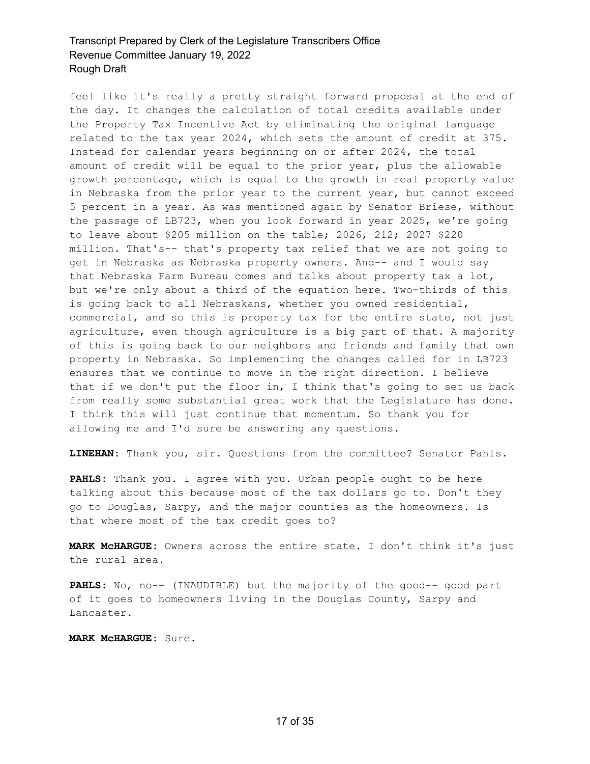feel like it's really a pretty straight forward proposal at the end of the day. It changes the calculation of total credits available under the Property Tax Incentive Act by eliminating the original language related to the tax year 2024, which sets the amount of credit at 375. Instead for calendar years beginning on or after 2024, the total amount of credit will be equal to the prior year, plus the allowable growth percentage, which is equal to the growth in real property value in Nebraska from the prior year to the current year, but cannot exceed 5 percent in a year. As was mentioned again by Senator Briese, without the passage of LB723, when you look forward in year 2025, we're going to leave about $205 million on the table; 2026, 212; 2027 $220 million. That's-- that's property tax relief that we are not going to get in Nebraska as Nebraska property owners. And-- and I would say that Nebraska Farm Bureau comes and talks about property tax a lot, but we're only about a third of the equation here. Two-thirds of this is going back to all Nebraskans, whether you owned residential, commercial, and so this is property tax for the entire state, not just agriculture, even though agriculture is a big part of that. A majority of this is going back to our neighbors and friends and family that own property in Nebraska. So implementing the changes called for in LB723 ensures that we continue to move in the right direction. I believe that if we don't put the floor in, I think that's going to set us back from really some substantial great work that the Legislature has done. I think this will just continue that momentum. So thank you for allowing me and I'd sure be answering any questions.

**LINEHAN:** Thank you, sir. Questions from the committee? Senator Pahls.

**PAHLS:** Thank you. I agree with you. Urban people ought to be here talking about this because most of the tax dollars go to. Don't they go to Douglas, Sarpy, and the major counties as the homeowners. Is that where most of the tax credit goes to?

**MARK McHARGUE:** Owners across the entire state. I don't think it's just the rural area.

**PAHLS:** No, no-- (INAUDIBLE) but the majority of the good-- good part of it goes to homeowners living in the Douglas County, Sarpy and Lancaster.

**MARK McHARGUE:** Sure.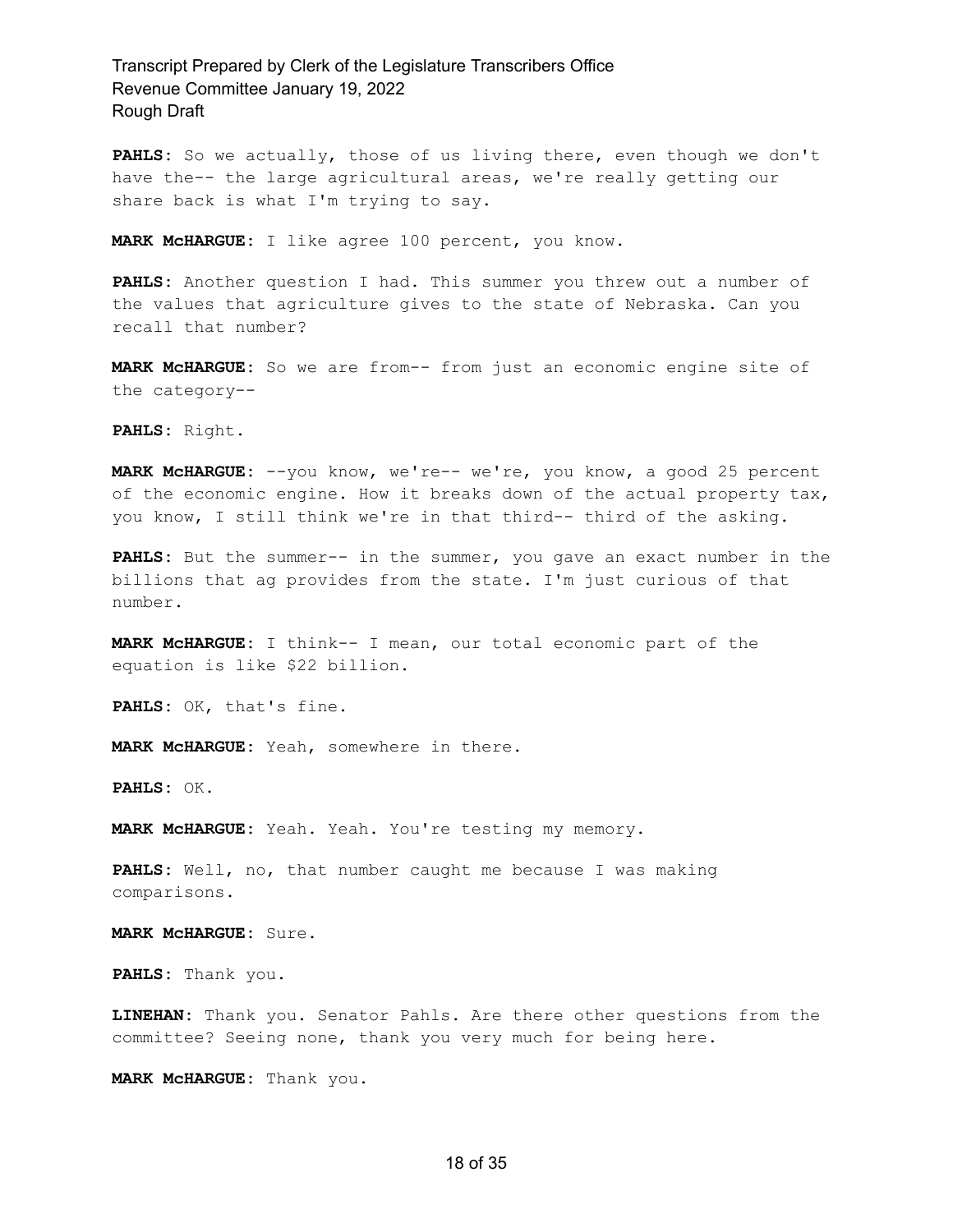**PAHLS:** So we actually, those of us living there, even though we don't have the-- the large agricultural areas, we're really getting our share back is what I'm trying to say.

**MARK McHARGUE:** I like agree 100 percent, you know.

**PAHLS:** Another question I had. This summer you threw out a number of the values that agriculture gives to the state of Nebraska. Can you recall that number?

**MARK McHARGUE:** So we are from-- from just an economic engine site of the category--

**PAHLS:** Right.

**MARK McHARGUE:** --you know, we're-- we're, you know, a good 25 percent of the economic engine. How it breaks down of the actual property tax, you know, I still think we're in that third-- third of the asking.

**PAHLS:** But the summer-- in the summer, you gave an exact number in the billions that ag provides from the state. I'm just curious of that number.

**MARK McHARGUE:** I think-- I mean, our total economic part of the equation is like $22 billion.

**PAHLS:** OK, that's fine.

**MARK McHARGUE:** Yeah, somewhere in there.

**PAHLS:** OK.

**MARK McHARGUE:** Yeah. Yeah. You're testing my memory.

**PAHLS:** Well, no, that number caught me because I was making comparisons.

**MARK McHARGUE:** Sure.

**PAHLS:** Thank you.

**LINEHAN:** Thank you. Senator Pahls. Are there other questions from the committee? Seeing none, thank you very much for being here.

**MARK McHARGUE:** Thank you.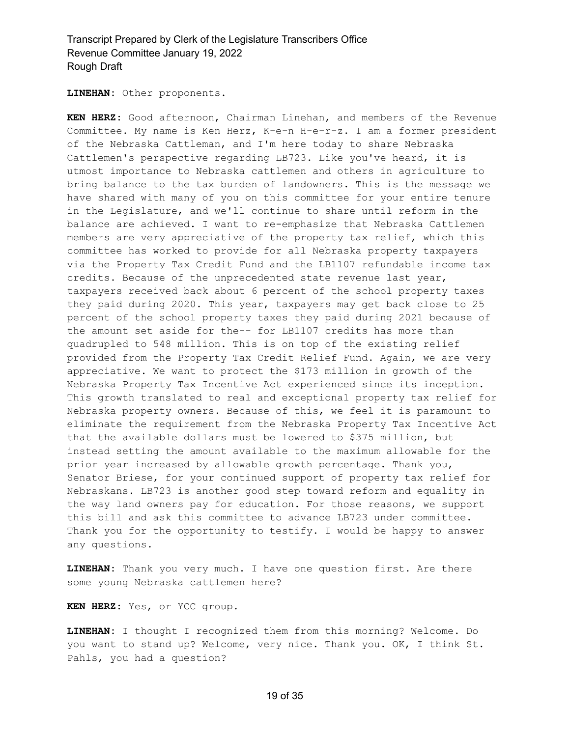**LINEHAN:** Other proponents.

**KEN HERZ:** Good afternoon, Chairman Linehan, and members of the Revenue Committee. My name is Ken Herz, K-e-n H-e-r-z. I am a former president of the Nebraska Cattleman, and I'm here today to share Nebraska Cattlemen's perspective regarding LB723. Like you've heard, it is utmost importance to Nebraska cattlemen and others in agriculture to bring balance to the tax burden of landowners. This is the message we have shared with many of you on this committee for your entire tenure in the Legislature, and we'll continue to share until reform in the balance are achieved. I want to re-emphasize that Nebraska Cattlemen members are very appreciative of the property tax relief, which this committee has worked to provide for all Nebraska property taxpayers via the Property Tax Credit Fund and the LB1107 refundable income tax credits. Because of the unprecedented state revenue last year, taxpayers received back about 6 percent of the school property taxes they paid during 2020. This year, taxpayers may get back close to 25 percent of the school property taxes they paid during 2021 because of the amount set aside for the-- for LB1107 credits has more than quadrupled to 548 million. This is on top of the existing relief provided from the Property Tax Credit Relief Fund. Again, we are very appreciative. We want to protect the $173 million in growth of the Nebraska Property Tax Incentive Act experienced since its inception. This growth translated to real and exceptional property tax relief for Nebraska property owners. Because of this, we feel it is paramount to eliminate the requirement from the Nebraska Property Tax Incentive Act that the available dollars must be lowered to $375 million, but instead setting the amount available to the maximum allowable for the prior year increased by allowable growth percentage. Thank you, Senator Briese, for your continued support of property tax relief for Nebraskans. LB723 is another good step toward reform and equality in the way land owners pay for education. For those reasons, we support this bill and ask this committee to advance LB723 under committee. Thank you for the opportunity to testify. I would be happy to answer any questions.

**LINEHAN:** Thank you very much. I have one question first. Are there some young Nebraska cattlemen here?

**KEN HERZ:** Yes, or YCC group.

**LINEHAN:** I thought I recognized them from this morning? Welcome. Do you want to stand up? Welcome, very nice. Thank you. OK, I think St. Pahls, you had a question?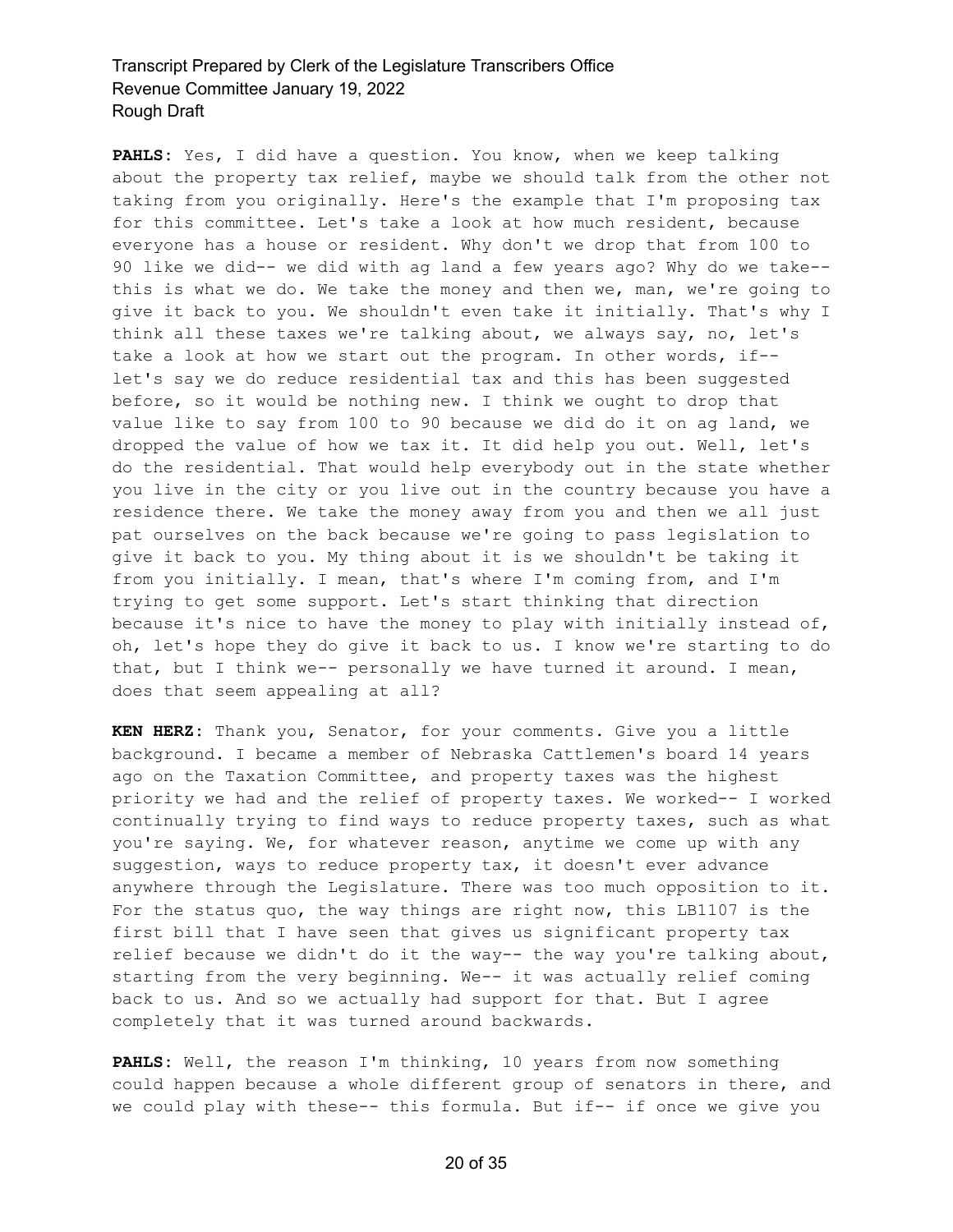**PAHLS:** Yes, I did have a question. You know, when we keep talking about the property tax relief, maybe we should talk from the other not taking from you originally. Here's the example that I'm proposing tax for this committee. Let's take a look at how much resident, because everyone has a house or resident. Why don't we drop that from 100 to 90 like we did-- we did with ag land a few years ago? Why do we take-- this is what we do. We take the money and then we, man, we're going to give it back to you. We shouldn't even take it initially. That's why I think all these taxes we're talking about, we always say, no, let's take a look at how we start out the program. In other words, if-- let's say we do reduce residential tax and this has been suggested before, so it would be nothing new. I think we ought to drop that value like to say from 100 to 90 because we did do it on ag land, we dropped the value of how we tax it. It did help you out. Well, let's do the residential. That would help everybody out in the state whether you live in the city or you live out in the country because you have a residence there. We take the money away from you and then we all just pat ourselves on the back because we're going to pass legislation to give it back to you. My thing about it is we shouldn't be taking it from you initially. I mean, that's where I'm coming from, and I'm trying to get some support. Let's start thinking that direction because it's nice to have the money to play with initially instead of, oh, let's hope they do give it back to us. I know we're starting to do that, but I think we-- personally we have turned it around. I mean, does that seem appealing at all?

**KEN HERZ:** Thank you, Senator, for your comments. Give you a little background. I became a member of Nebraska Cattlemen's board 14 years ago on the Taxation Committee, and property taxes was the highest priority we had and the relief of property taxes. We worked-- I worked continually trying to find ways to reduce property taxes, such as what you're saying. We, for whatever reason, anytime we come up with any suggestion, ways to reduce property tax, it doesn't ever advance anywhere through the Legislature. There was too much opposition to it. For the status quo, the way things are right now, this LB1107 is the first bill that I have seen that gives us significant property tax relief because we didn't do it the way-- the way you're talking about, starting from the very beginning. We-- it was actually relief coming back to us. And so we actually had support for that. But I agree completely that it was turned around backwards.

**PAHLS:** Well, the reason I'm thinking, 10 years from now something could happen because a whole different group of senators in there, and we could play with these-- this formula. But if-- if once we give you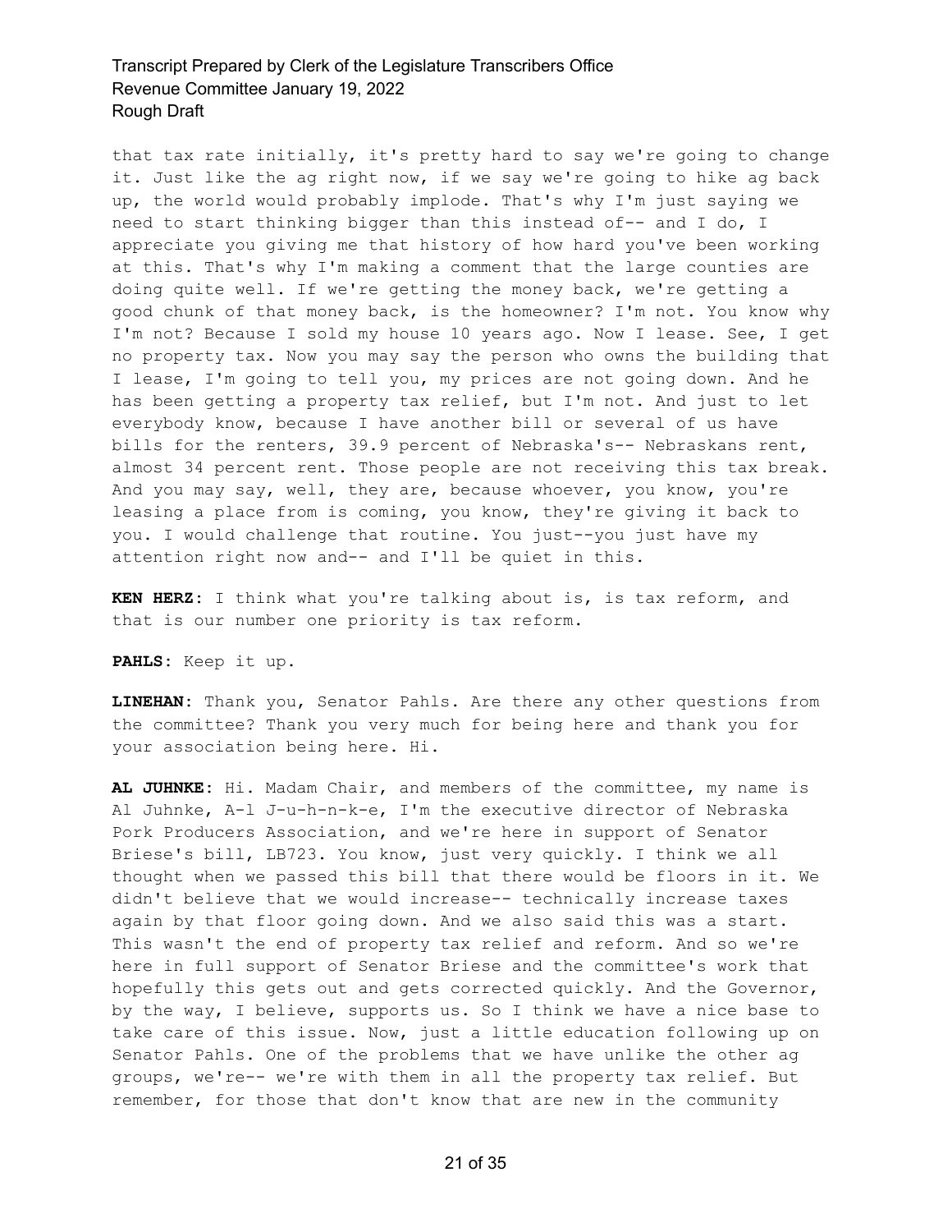that tax rate initially, it's pretty hard to say we're going to change it. Just like the ag right now, if we say we're going to hike ag back up, the world would probably implode. That's why I'm just saying we need to start thinking bigger than this instead of-- and I do, I appreciate you giving me that history of how hard you've been working at this. That's why I'm making a comment that the large counties are doing quite well. If we're getting the money back, we're getting a good chunk of that money back, is the homeowner? I'm not. You know why I'm not? Because I sold my house 10 years ago. Now I lease. See, I get no property tax. Now you may say the person who owns the building that I lease, I'm going to tell you, my prices are not going down. And he has been getting a property tax relief, but I'm not. And just to let everybody know, because I have another bill or several of us have bills for the renters, 39.9 percent of Nebraska's-- Nebraskans rent, almost 34 percent rent. Those people are not receiving this tax break. And you may say, well, they are, because whoever, you know, you're leasing a place from is coming, you know, they're giving it back to you. I would challenge that routine. You just--you just have my attention right now and-- and I'll be quiet in this.

**KEN HERZ:** I think what you're talking about is, is tax reform, and that is our number one priority is tax reform.

**PAHLS:** Keep it up.

**LINEHAN:** Thank you, Senator Pahls. Are there any other questions from the committee? Thank you very much for being here and thank you for your association being here. Hi.

**AL JUHNKE:** Hi. Madam Chair, and members of the committee, my name is Al Juhnke, A-l J-u-h-n-k-e, I'm the executive director of Nebraska Pork Producers Association, and we're here in support of Senator Briese's bill, LB723. You know, just very quickly. I think we all thought when we passed this bill that there would be floors in it. We didn't believe that we would increase-- technically increase taxes again by that floor going down. And we also said this was a start. This wasn't the end of property tax relief and reform. And so we're here in full support of Senator Briese and the committee's work that hopefully this gets out and gets corrected quickly. And the Governor, by the way, I believe, supports us. So I think we have a nice base to take care of this issue. Now, just a little education following up on Senator Pahls. One of the problems that we have unlike the other ag groups, we're-- we're with them in all the property tax relief. But remember, for those that don't know that are new in the community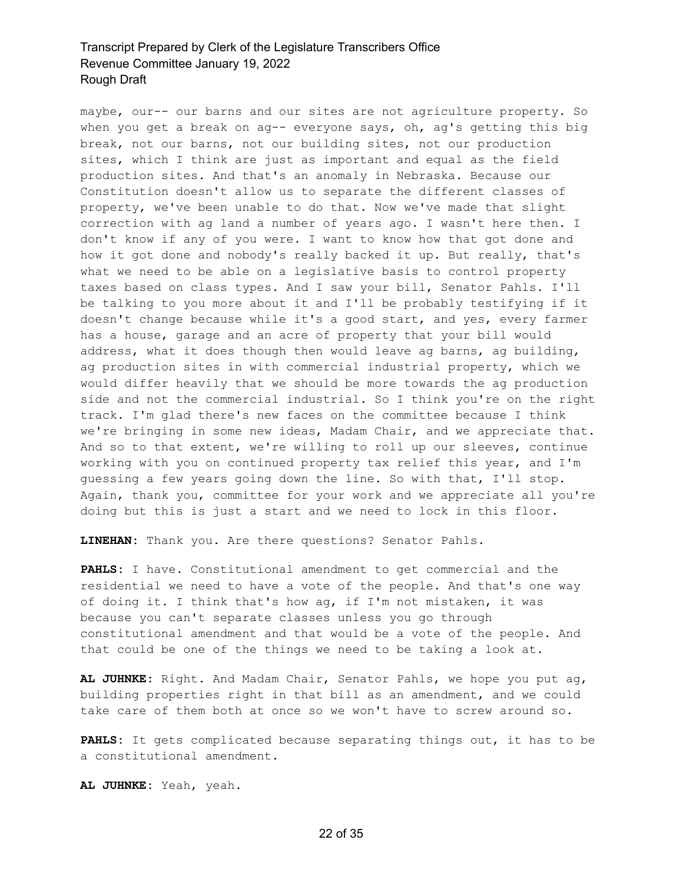maybe, our-- our barns and our sites are not agriculture property. So when you get a break on ag-- everyone says, oh, ag's getting this big break, not our barns, not our building sites, not our production sites, which I think are just as important and equal as the field production sites. And that's an anomaly in Nebraska. Because our Constitution doesn't allow us to separate the different classes of property, we've been unable to do that. Now we've made that slight correction with ag land a number of years ago. I wasn't here then. I don't know if any of you were. I want to know how that got done and how it got done and nobody's really backed it up. But really, that's what we need to be able on a legislative basis to control property taxes based on class types. And I saw your bill, Senator Pahls. I'll be talking to you more about it and I'll be probably testifying if it doesn't change because while it's a good start, and yes, every farmer has a house, garage and an acre of property that your bill would address, what it does though then would leave ag barns, ag building, ag production sites in with commercial industrial property, which we would differ heavily that we should be more towards the ag production side and not the commercial industrial. So I think you're on the right track. I'm glad there's new faces on the committee because I think we're bringing in some new ideas, Madam Chair, and we appreciate that. And so to that extent, we're willing to roll up our sleeves, continue working with you on continued property tax relief this year, and I'm guessing a few years going down the line. So with that, I'll stop. Again, thank you, committee for your work and we appreciate all you're doing but this is just a start and we need to lock in this floor.

**LINEHAN:** Thank you. Are there questions? Senator Pahls.

**PAHLS:** I have. Constitutional amendment to get commercial and the residential we need to have a vote of the people. And that's one way of doing it. I think that's how ag, if I'm not mistaken, it was because you can't separate classes unless you go through constitutional amendment and that would be a vote of the people. And that could be one of the things we need to be taking a look at.

**AL JUHNKE:** Right. And Madam Chair, Senator Pahls, we hope you put ag, building properties right in that bill as an amendment, and we could take care of them both at once so we won't have to screw around so.

**PAHLS:** It gets complicated because separating things out, it has to be a constitutional amendment.

**AL JUHNKE:** Yeah, yeah.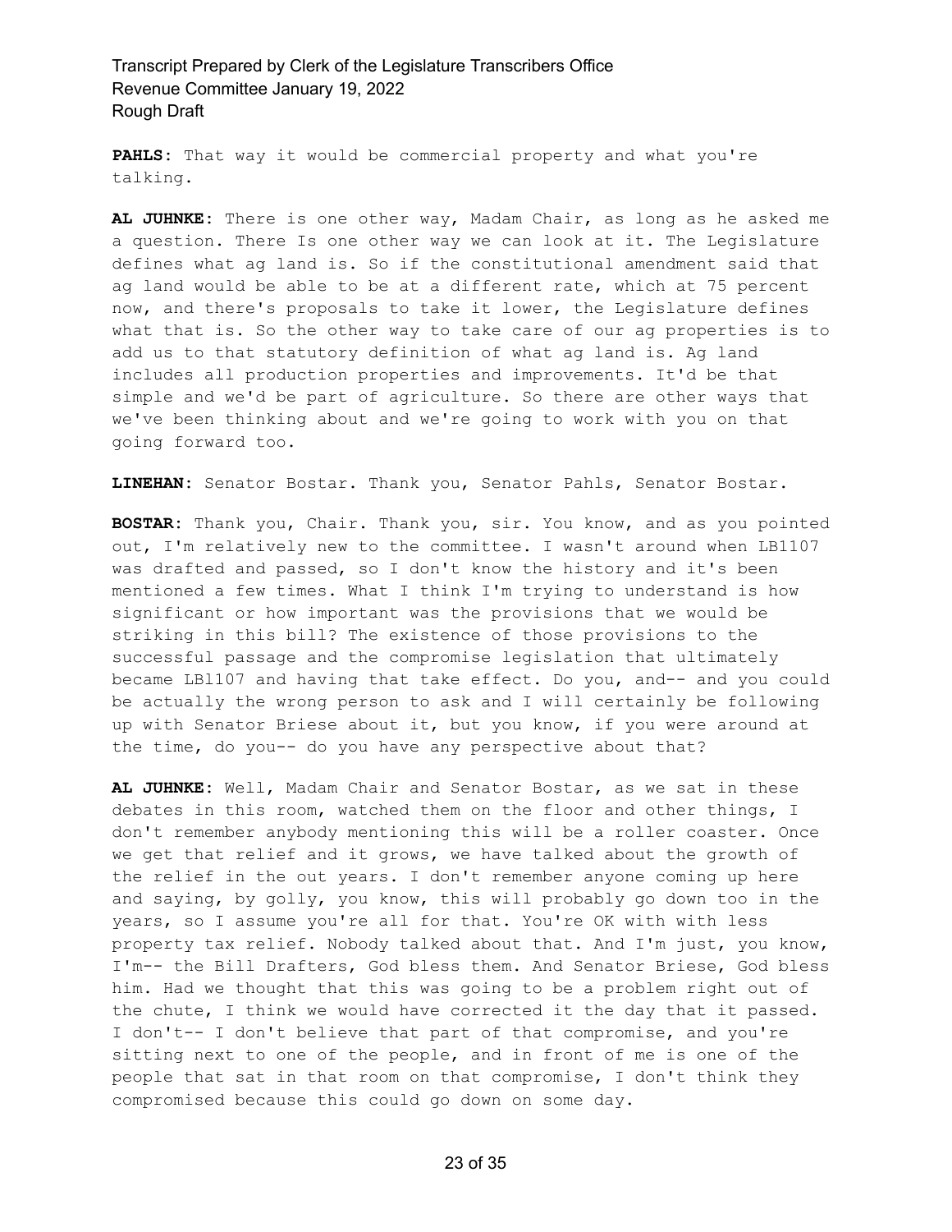**PAHLS:** That way it would be commercial property and what you're talking.

**AL JUHNKE:** There is one other way, Madam Chair, as long as he asked me a question. There Is one other way we can look at it. The Legislature defines what ag land is. So if the constitutional amendment said that ag land would be able to be at a different rate, which at 75 percent now, and there's proposals to take it lower, the Legislature defines what that is. So the other way to take care of our ag properties is to add us to that statutory definition of what ag land is. Ag land includes all production properties and improvements. It'd be that simple and we'd be part of agriculture. So there are other ways that we've been thinking about and we're going to work with you on that going forward too.

**LINEHAN:** Senator Bostar. Thank you, Senator Pahls, Senator Bostar.

**BOSTAR:** Thank you, Chair. Thank you, sir. You know, and as you pointed out, I'm relatively new to the committee. I wasn't around when LB1107 was drafted and passed, so I don't know the history and it's been mentioned a few times. What I think I'm trying to understand is how significant or how important was the provisions that we would be striking in this bill? The existence of those provisions to the successful passage and the compromise legislation that ultimately became LBl107 and having that take effect. Do you, and-- and you could be actually the wrong person to ask and I will certainly be following up with Senator Briese about it, but you know, if you were around at the time, do you-- do you have any perspective about that?

**AL JUHNKE:** Well, Madam Chair and Senator Bostar, as we sat in these debates in this room, watched them on the floor and other things, I don't remember anybody mentioning this will be a roller coaster. Once we get that relief and it grows, we have talked about the growth of the relief in the out years. I don't remember anyone coming up here and saying, by golly, you know, this will probably go down too in the years, so I assume you're all for that. You're OK with with less property tax relief. Nobody talked about that. And I'm just, you know, I'm-- the Bill Drafters, God bless them. And Senator Briese, God bless him. Had we thought that this was going to be a problem right out of the chute, I think we would have corrected it the day that it passed. I don't-- I don't believe that part of that compromise, and you're sitting next to one of the people, and in front of me is one of the people that sat in that room on that compromise, I don't think they compromised because this could go down on some day.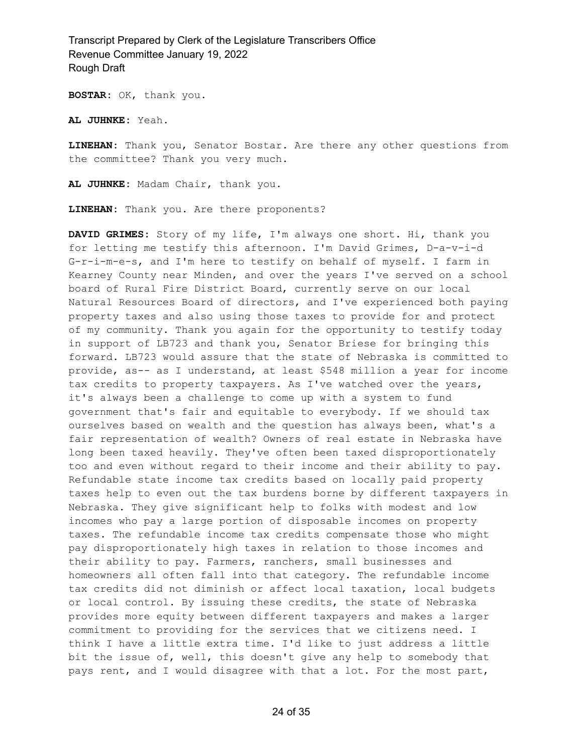**BOSTAR:** OK, thank you.

**AL JUHNKE:** Yeah.

**LINEHAN:** Thank you, Senator Bostar. Are there any other questions from the committee? Thank you very much.

**AL JUHNKE:** Madam Chair, thank you.

**LINEHAN:** Thank you. Are there proponents?

**DAVID GRIMES:** Story of my life, I'm always one short. Hi, thank you for letting me testify this afternoon. I'm David Grimes, D-a-v-i-d G-r-i-m-e-s, and I'm here to testify on behalf of myself. I farm in Kearney County near Minden, and over the years I've served on a school board of Rural Fire District Board, currently serve on our local Natural Resources Board of directors, and I've experienced both paying property taxes and also using those taxes to provide for and protect of my community. Thank you again for the opportunity to testify today in support of LB723 and thank you, Senator Briese for bringing this forward. LB723 would assure that the state of Nebraska is committed to provide, as-- as I understand, at least $548 million a year for income tax credits to property taxpayers. As I've watched over the years, it's always been a challenge to come up with a system to fund government that's fair and equitable to everybody. If we should tax ourselves based on wealth and the question has always been, what's a fair representation of wealth? Owners of real estate in Nebraska have long been taxed heavily. They've often been taxed disproportionately too and even without regard to their income and their ability to pay. Refundable state income tax credits based on locally paid property taxes help to even out the tax burdens borne by different taxpayers in Nebraska. They give significant help to folks with modest and low incomes who pay a large portion of disposable incomes on property taxes. The refundable income tax credits compensate those who might pay disproportionately high taxes in relation to those incomes and their ability to pay. Farmers, ranchers, small businesses and homeowners all often fall into that category. The refundable income tax credits did not diminish or affect local taxation, local budgets or local control. By issuing these credits, the state of Nebraska provides more equity between different taxpayers and makes a larger commitment to providing for the services that we citizens need. I think I have a little extra time. I'd like to just address a little bit the issue of, well, this doesn't give any help to somebody that pays rent, and I would disagree with that a lot. For the most part,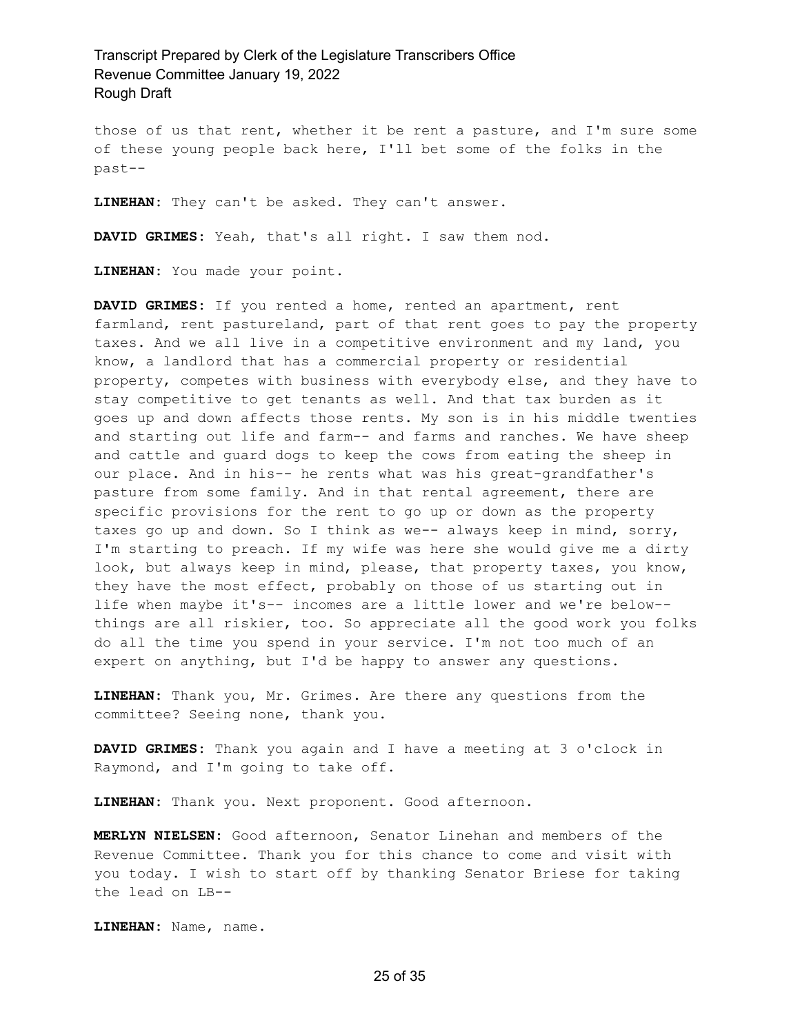those of us that rent, whether it be rent a pasture, and I'm sure some of these young people back here, I'll bet some of the folks in the past--

**LINEHAN:** They can't be asked. They can't answer.

**DAVID GRIMES:** Yeah, that's all right. I saw them nod.

**LINEHAN:** You made your point.

**DAVID GRIMES:** If you rented a home, rented an apartment, rent farmland, rent pastureland, part of that rent goes to pay the property taxes. And we all live in a competitive environment and my land, you know, a landlord that has a commercial property or residential property, competes with business with everybody else, and they have to stay competitive to get tenants as well. And that tax burden as it goes up and down affects those rents. My son is in his middle twenties and starting out life and farm-- and farms and ranches. We have sheep and cattle and guard dogs to keep the cows from eating the sheep in our place. And in his-- he rents what was his great-grandfather's pasture from some family. And in that rental agreement, there are specific provisions for the rent to go up or down as the property taxes go up and down. So I think as we-- always keep in mind, sorry, I'm starting to preach. If my wife was here she would give me a dirty look, but always keep in mind, please, that property taxes, you know, they have the most effect, probably on those of us starting out in life when maybe it's-- incomes are a little lower and we're below-- things are all riskier, too. So appreciate all the good work you folks do all the time you spend in your service. I'm not too much of an expert on anything, but I'd be happy to answer any questions.

**LINEHAN:** Thank you, Mr. Grimes. Are there any questions from the committee? Seeing none, thank you.

**DAVID GRIMES:** Thank you again and I have a meeting at 3 o'clock in Raymond, and I'm going to take off.

**LINEHAN:** Thank you. Next proponent. Good afternoon.

**MERLYN NIELSEN:** Good afternoon, Senator Linehan and members of the Revenue Committee. Thank you for this chance to come and visit with you today. I wish to start off by thanking Senator Briese for taking the lead on LB--

**LINEHAN:** Name, name.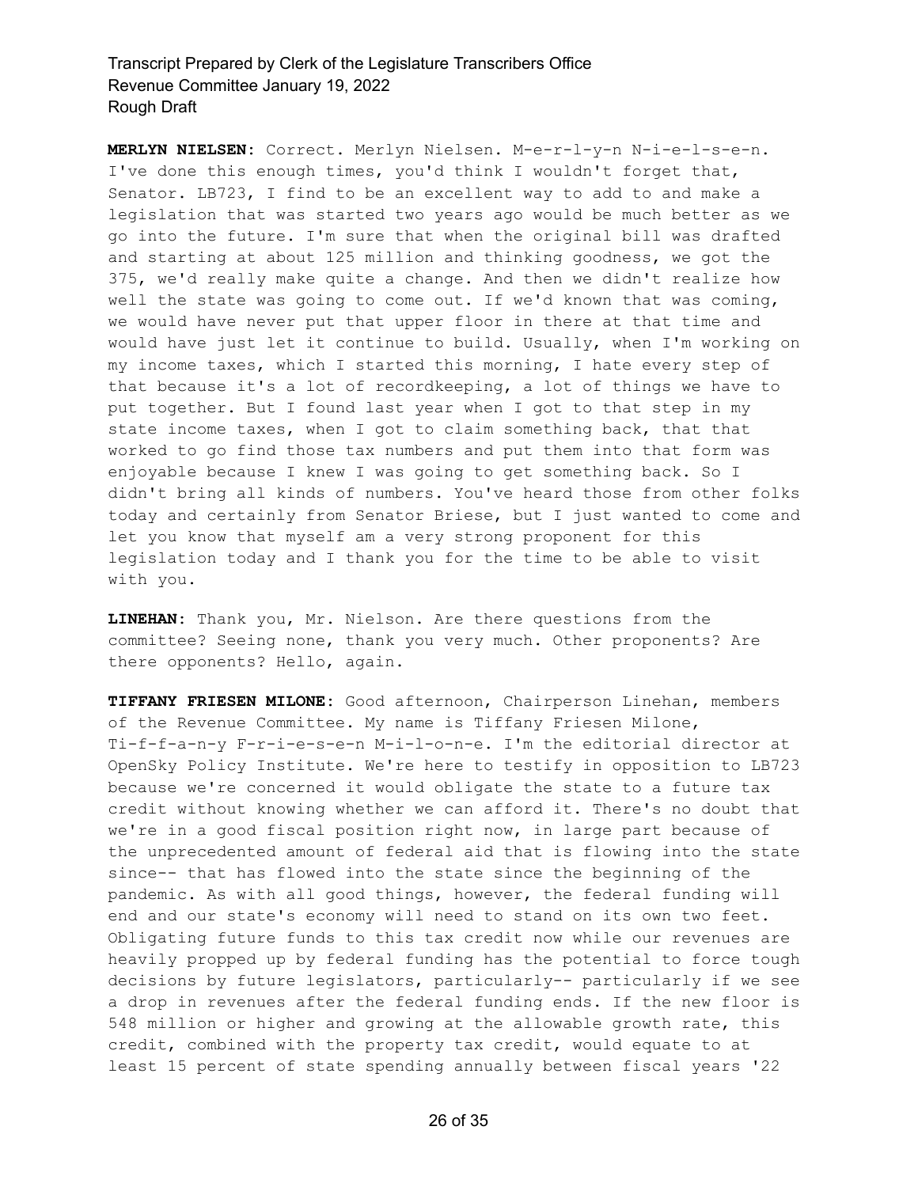**MERLYN NIELSEN:** Correct. Merlyn Nielsen. M-e-r-l-y-n N-i-e-l-s-e-n. I've done this enough times, you'd think I wouldn't forget that, Senator. LB723, I find to be an excellent way to add to and make a legislation that was started two years ago would be much better as we go into the future. I'm sure that when the original bill was drafted and starting at about 125 million and thinking goodness, we got the 375, we'd really make quite a change. And then we didn't realize how well the state was going to come out. If we'd known that was coming, we would have never put that upper floor in there at that time and would have just let it continue to build. Usually, when I'm working on my income taxes, which I started this morning, I hate every step of that because it's a lot of recordkeeping, a lot of things we have to put together. But I found last year when I got to that step in my state income taxes, when I got to claim something back, that that worked to go find those tax numbers and put them into that form was enjoyable because I knew I was going to get something back. So I didn't bring all kinds of numbers. You've heard those from other folks today and certainly from Senator Briese, but I just wanted to come and let you know that myself am a very strong proponent for this legislation today and I thank you for the time to be able to visit with you.

**LINEHAN:** Thank you, Mr. Nielson. Are there questions from the committee? Seeing none, thank you very much. Other proponents? Are there opponents? Hello, again.

**TIFFANY FRIESEN MILONE:** Good afternoon, Chairperson Linehan, members of the Revenue Committee. My name is Tiffany Friesen Milone, Ti-f-f-a-n-y F-r-i-e-s-e-n M-i-l-o-n-e. I'm the editorial director at OpenSky Policy Institute. We're here to testify in opposition to LB723 because we're concerned it would obligate the state to a future tax credit without knowing whether we can afford it. There's no doubt that we're in a good fiscal position right now, in large part because of the unprecedented amount of federal aid that is flowing into the state since-- that has flowed into the state since the beginning of the pandemic. As with all good things, however, the federal funding will end and our state's economy will need to stand on its own two feet. Obligating future funds to this tax credit now while our revenues are heavily propped up by federal funding has the potential to force tough decisions by future legislators, particularly-- particularly if we see a drop in revenues after the federal funding ends. If the new floor is 548 million or higher and growing at the allowable growth rate, this credit, combined with the property tax credit, would equate to at least 15 percent of state spending annually between fiscal years '22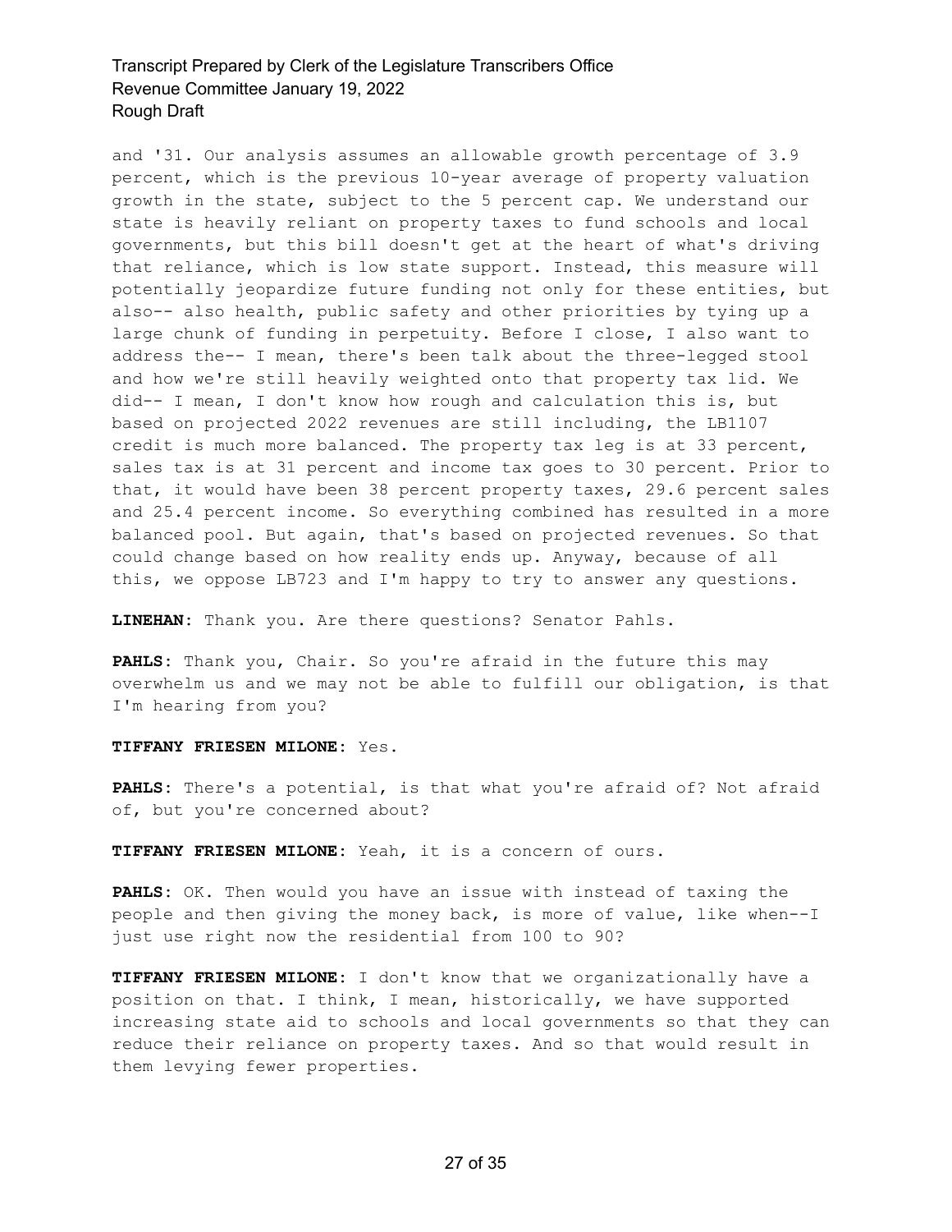and '31. Our analysis assumes an allowable growth percentage of 3.9 percent, which is the previous 10-year average of property valuation growth in the state, subject to the 5 percent cap. We understand our state is heavily reliant on property taxes to fund schools and local governments, but this bill doesn't get at the heart of what's driving that reliance, which is low state support. Instead, this measure will potentially jeopardize future funding not only for these entities, but also-- also health, public safety and other priorities by tying up a large chunk of funding in perpetuity. Before I close, I also want to address the-- I mean, there's been talk about the three-legged stool and how we're still heavily weighted onto that property tax lid. We did-- I mean, I don't know how rough and calculation this is, but based on projected 2022 revenues are still including, the LB1107 credit is much more balanced. The property tax leg is at 33 percent, sales tax is at 31 percent and income tax goes to 30 percent. Prior to that, it would have been 38 percent property taxes, 29.6 percent sales and 25.4 percent income. So everything combined has resulted in a more balanced pool. But again, that's based on projected revenues. So that could change based on how reality ends up. Anyway, because of all this, we oppose LB723 and I'm happy to try to answer any questions.

**LINEHAN:** Thank you. Are there questions? Senator Pahls.

**PAHLS:** Thank you, Chair. So you're afraid in the future this may overwhelm us and we may not be able to fulfill our obligation, is that I'm hearing from you?

**TIFFANY FRIESEN MILONE:** Yes.

**PAHLS:** There's a potential, is that what you're afraid of? Not afraid of, but you're concerned about?

**TIFFANY FRIESEN MILONE:** Yeah, it is a concern of ours.

**PAHLS:** OK. Then would you have an issue with instead of taxing the people and then giving the money back, is more of value, like when--I just use right now the residential from 100 to 90?

**TIFFANY FRIESEN MILONE:** I don't know that we organizationally have a position on that. I think, I mean, historically, we have supported increasing state aid to schools and local governments so that they can reduce their reliance on property taxes. And so that would result in them levying fewer properties.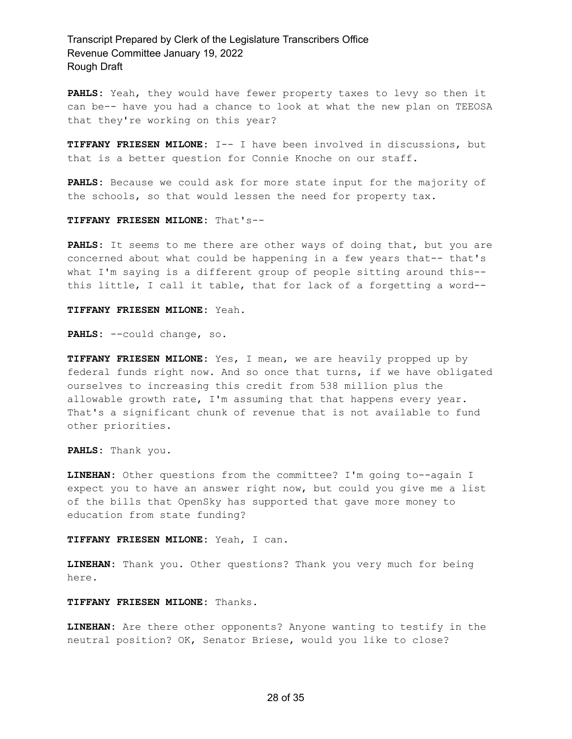**PAHLS:** Yeah, they would have fewer property taxes to levy so then it can be-- have you had a chance to look at what the new plan on TEEOSA that they're working on this year?

**TIFFANY FRIESEN MILONE:** I-- I have been involved in discussions, but that is a better question for Connie Knoche on our staff.

**PAHLS:** Because we could ask for more state input for the majority of the schools, so that would lessen the need for property tax.

**TIFFANY FRIESEN MILONE:** That's--

**PAHLS:** It seems to me there are other ways of doing that, but you are concerned about what could be happening in a few years that-- that's what I'm saying is a different group of people sitting around this-- this little, I call it table, that for lack of a forgetting a word--

**TIFFANY FRIESEN MILONE:** Yeah.

**PAHLS:** --could change, so.

**TIFFANY FRIESEN MILONE:** Yes, I mean, we are heavily propped up by federal funds right now. And so once that turns, if we have obligated ourselves to increasing this credit from 538 million plus the allowable growth rate, I'm assuming that that happens every year. That's a significant chunk of revenue that is not available to fund other priorities.

**PAHLS:** Thank you.

**LINEHAN:** Other questions from the committee? I'm going to--again I expect you to have an answer right now, but could you give me a list of the bills that OpenSky has supported that gave more money to education from state funding?

**TIFFANY FRIESEN MILONE:** Yeah, I can.

**LINEHAN:** Thank you. Other questions? Thank you very much for being here.

**TIFFANY FRIESEN MILONE:** Thanks.

**LINEHAN:** Are there other opponents? Anyone wanting to testify in the neutral position? OK, Senator Briese, would you like to close?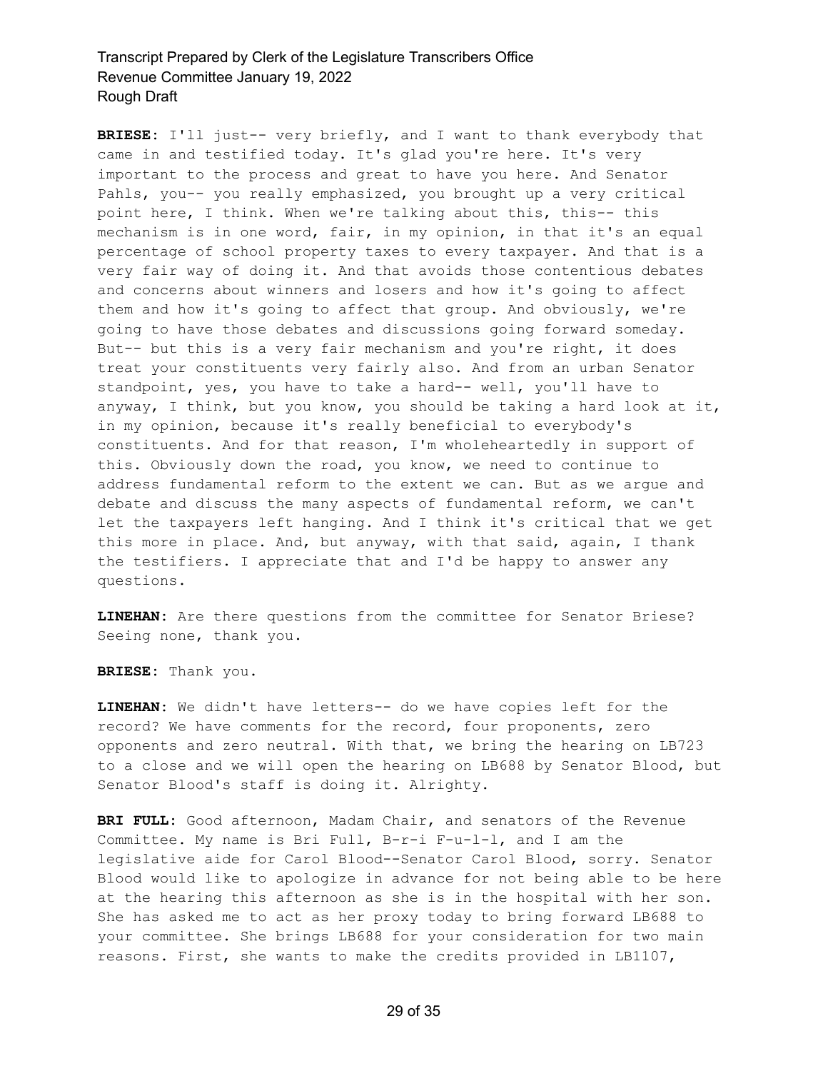**BRIESE:** I'll just-- very briefly, and I want to thank everybody that came in and testified today. It's glad you're here. It's very important to the process and great to have you here. And Senator Pahls, you-- you really emphasized, you brought up a very critical point here, I think. When we're talking about this, this-- this mechanism is in one word, fair, in my opinion, in that it's an equal percentage of school property taxes to every taxpayer. And that is a very fair way of doing it. And that avoids those contentious debates and concerns about winners and losers and how it's going to affect them and how it's going to affect that group. And obviously, we're going to have those debates and discussions going forward someday. But-- but this is a very fair mechanism and you're right, it does treat your constituents very fairly also. And from an urban Senator standpoint, yes, you have to take a hard-- well, you'll have to anyway, I think, but you know, you should be taking a hard look at it, in my opinion, because it's really beneficial to everybody's constituents. And for that reason, I'm wholeheartedly in support of this. Obviously down the road, you know, we need to continue to address fundamental reform to the extent we can. But as we argue and debate and discuss the many aspects of fundamental reform, we can't let the taxpayers left hanging. And I think it's critical that we get this more in place. And, but anyway, with that said, again, I thank the testifiers. I appreciate that and I'd be happy to answer any questions.

**LINEHAN:** Are there questions from the committee for Senator Briese? Seeing none, thank you.

**BRIESE:** Thank you.

**LINEHAN:** We didn't have letters-- do we have copies left for the record? We have comments for the record, four proponents, zero opponents and zero neutral. With that, we bring the hearing on LB723 to a close and we will open the hearing on LB688 by Senator Blood, but Senator Blood's staff is doing it. Alrighty.

**BRI FULL:** Good afternoon, Madam Chair, and senators of the Revenue Committee. My name is Bri Full, B-r-i F-u-l-l, and I am the legislative aide for Carol Blood--Senator Carol Blood, sorry. Senator Blood would like to apologize in advance for not being able to be here at the hearing this afternoon as she is in the hospital with her son. She has asked me to act as her proxy today to bring forward LB688 to your committee. She brings LB688 for your consideration for two main reasons. First, she wants to make the credits provided in LB1107,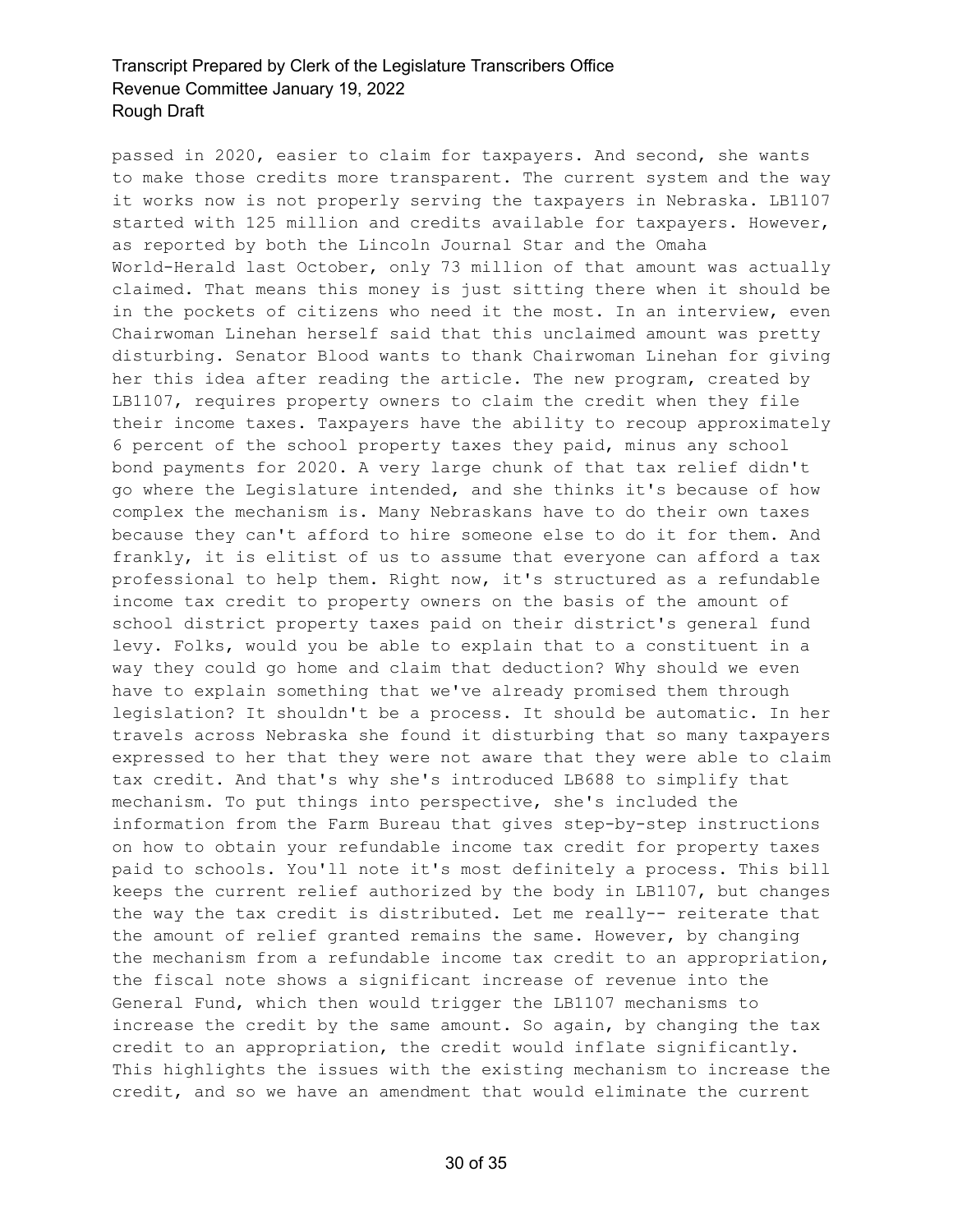passed in 2020, easier to claim for taxpayers. And second, she wants to make those credits more transparent. The current system and the way it works now is not properly serving the taxpayers in Nebraska. LB1107 started with 125 million and credits available for taxpayers. However, as reported by both the Lincoln Journal Star and the Omaha World-Herald last October, only 73 million of that amount was actually claimed. That means this money is just sitting there when it should be in the pockets of citizens who need it the most. In an interview, even Chairwoman Linehan herself said that this unclaimed amount was pretty disturbing. Senator Blood wants to thank Chairwoman Linehan for giving her this idea after reading the article. The new program, created by LB1107, requires property owners to claim the credit when they file their income taxes. Taxpayers have the ability to recoup approximately 6 percent of the school property taxes they paid, minus any school bond payments for 2020. A very large chunk of that tax relief didn't go where the Legislature intended, and she thinks it's because of how complex the mechanism is. Many Nebraskans have to do their own taxes because they can't afford to hire someone else to do it for them. And frankly, it is elitist of us to assume that everyone can afford a tax professional to help them. Right now, it's structured as a refundable income tax credit to property owners on the basis of the amount of school district property taxes paid on their district's general fund levy. Folks, would you be able to explain that to a constituent in a way they could go home and claim that deduction? Why should we even have to explain something that we've already promised them through legislation? It shouldn't be a process. It should be automatic. In her travels across Nebraska she found it disturbing that so many taxpayers expressed to her that they were not aware that they were able to claim tax credit. And that's why she's introduced LB688 to simplify that mechanism. To put things into perspective, she's included the information from the Farm Bureau that gives step-by-step instructions on how to obtain your refundable income tax credit for property taxes paid to schools. You'll note it's most definitely a process. This bill keeps the current relief authorized by the body in LB1107, but changes the way the tax credit is distributed. Let me really-- reiterate that the amount of relief granted remains the same. However, by changing the mechanism from a refundable income tax credit to an appropriation, the fiscal note shows a significant increase of revenue into the General Fund, which then would trigger the LB1107 mechanisms to increase the credit by the same amount. So again, by changing the tax credit to an appropriation, the credit would inflate significantly. This highlights the issues with the existing mechanism to increase the credit, and so we have an amendment that would eliminate the current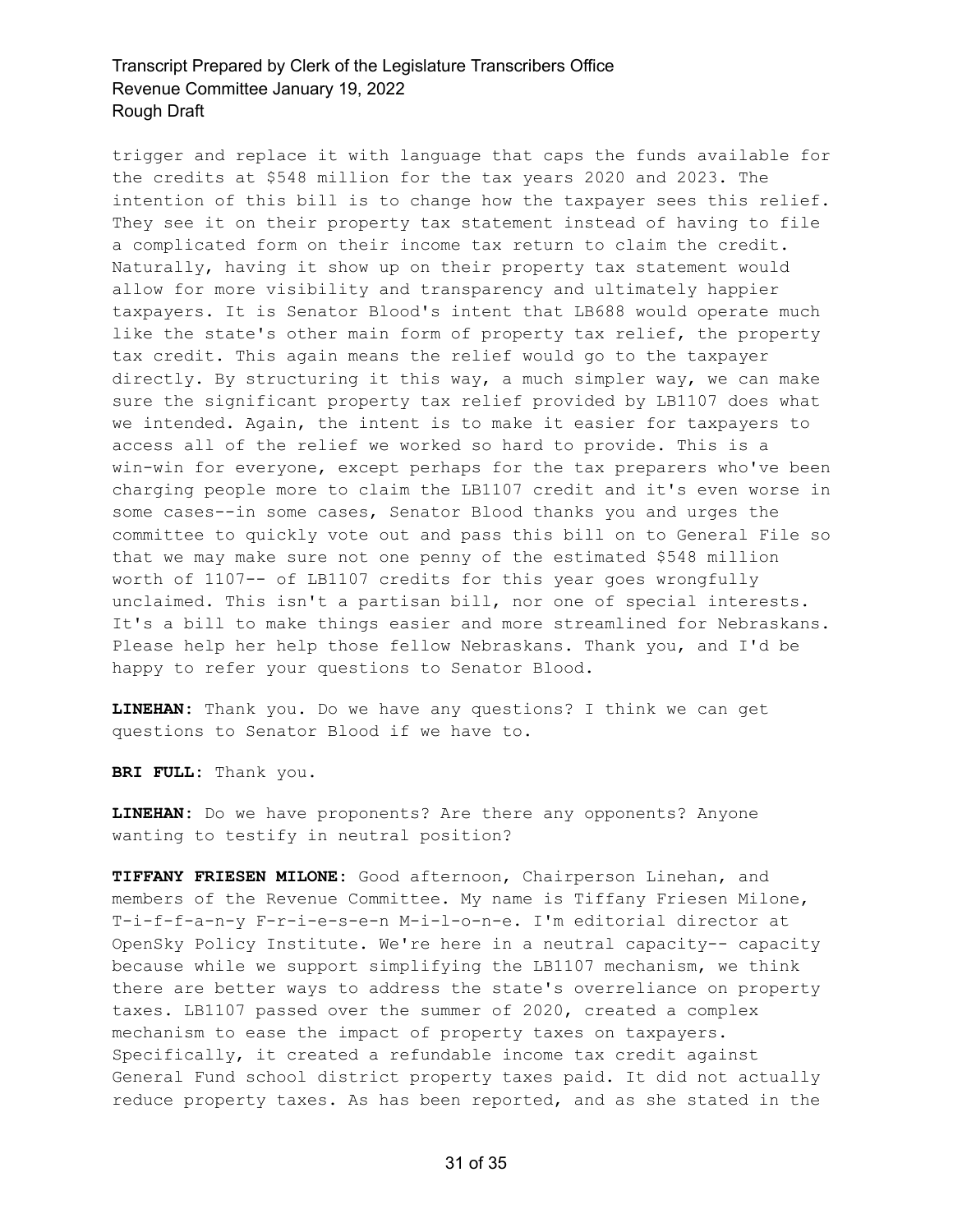trigger and replace it with language that caps the funds available for the credits at $548 million for the tax years 2020 and 2023. The intention of this bill is to change how the taxpayer sees this relief. They see it on their property tax statement instead of having to file a complicated form on their income tax return to claim the credit. Naturally, having it show up on their property tax statement would allow for more visibility and transparency and ultimately happier taxpayers. It is Senator Blood's intent that LB688 would operate much like the state's other main form of property tax relief, the property tax credit. This again means the relief would go to the taxpayer directly. By structuring it this way, a much simpler way, we can make sure the significant property tax relief provided by LB1107 does what we intended. Again, the intent is to make it easier for taxpayers to access all of the relief we worked so hard to provide. This is a win-win for everyone, except perhaps for the tax preparers who've been charging people more to claim the LB1107 credit and it's even worse in some cases--in some cases, Senator Blood thanks you and urges the committee to quickly vote out and pass this bill on to General File so that we may make sure not one penny of the estimated $548 million worth of 1107-- of LB1107 credits for this year goes wrongfully unclaimed. This isn't a partisan bill, nor one of special interests. It's a bill to make things easier and more streamlined for Nebraskans. Please help her help those fellow Nebraskans. Thank you, and I'd be happy to refer your questions to Senator Blood.

**LINEHAN:** Thank you. Do we have any questions? I think we can get questions to Senator Blood if we have to.

**BRI FULL:** Thank you.

**LINEHAN:** Do we have proponents? Are there any opponents? Anyone wanting to testify in neutral position?

**TIFFANY FRIESEN MILONE:** Good afternoon, Chairperson Linehan, and members of the Revenue Committee. My name is Tiffany Friesen Milone, T-i-f-f-a-n-y F-r-i-e-s-e-n M-i-l-o-n-e. I'm editorial director at OpenSky Policy Institute. We're here in a neutral capacity-- capacity because while we support simplifying the LB1107 mechanism, we think there are better ways to address the state's overreliance on property taxes. LB1107 passed over the summer of 2020, created a complex mechanism to ease the impact of property taxes on taxpayers. Specifically, it created a refundable income tax credit against General Fund school district property taxes paid. It did not actually reduce property taxes. As has been reported, and as she stated in the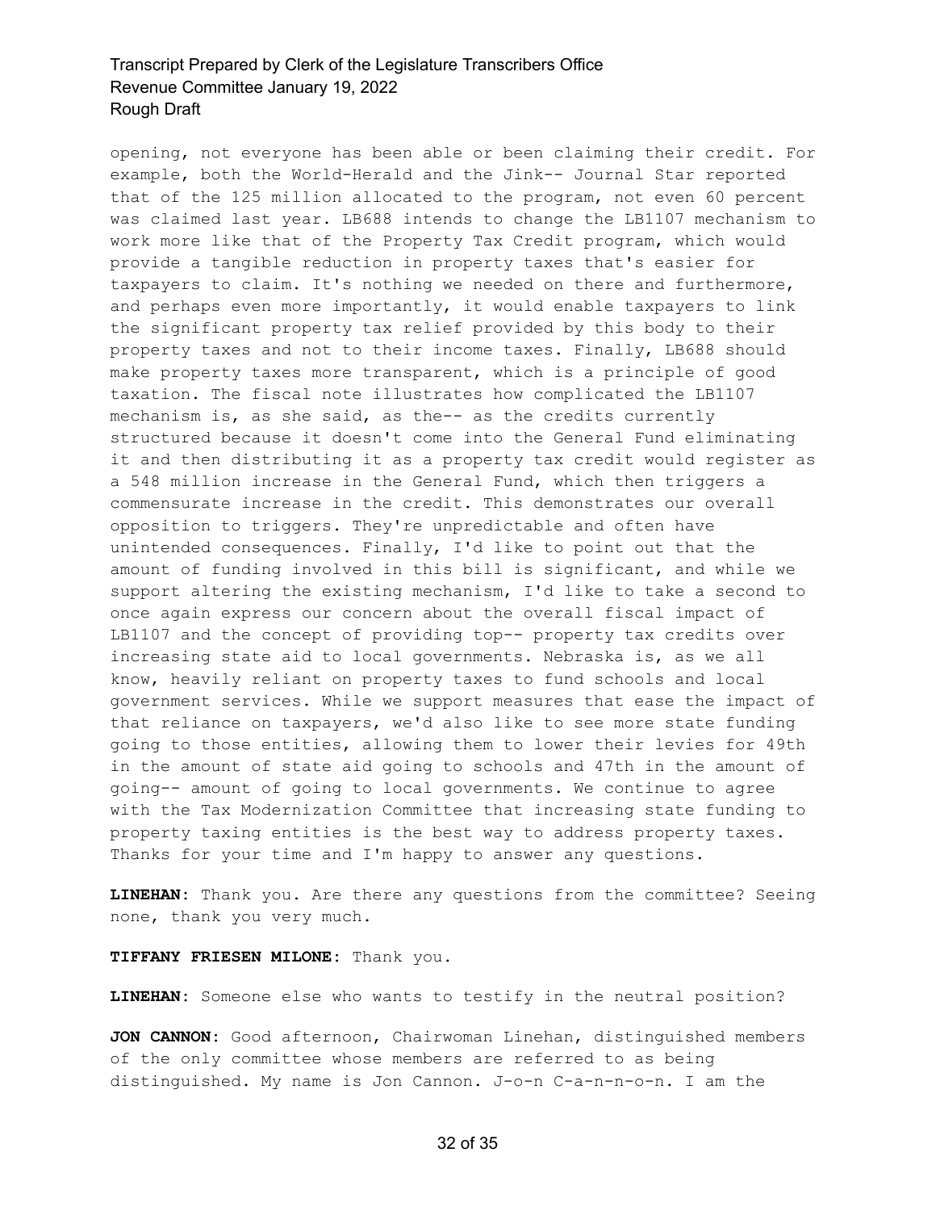opening, not everyone has been able or been claiming their credit. For example, both the World-Herald and the Jink-- Journal Star reported that of the 125 million allocated to the program, not even 60 percent was claimed last year. LB688 intends to change the LB1107 mechanism to work more like that of the Property Tax Credit program, which would provide a tangible reduction in property taxes that's easier for taxpayers to claim. It's nothing we needed on there and furthermore, and perhaps even more importantly, it would enable taxpayers to link the significant property tax relief provided by this body to their property taxes and not to their income taxes. Finally, LB688 should make property taxes more transparent, which is a principle of good taxation. The fiscal note illustrates how complicated the LB1107 mechanism is, as she said, as the-- as the credits currently structured because it doesn't come into the General Fund eliminating it and then distributing it as a property tax credit would register as a 548 million increase in the General Fund, which then triggers a commensurate increase in the credit. This demonstrates our overall opposition to triggers. They're unpredictable and often have unintended consequences. Finally, I'd like to point out that the amount of funding involved in this bill is significant, and while we support altering the existing mechanism, I'd like to take a second to once again express our concern about the overall fiscal impact of LB1107 and the concept of providing top-- property tax credits over increasing state aid to local governments. Nebraska is, as we all know, heavily reliant on property taxes to fund schools and local government services. While we support measures that ease the impact of that reliance on taxpayers, we'd also like to see more state funding going to those entities, allowing them to lower their levies for 49th in the amount of state aid going to schools and 47th in the amount of going-- amount of going to local governments. We continue to agree with the Tax Modernization Committee that increasing state funding to property taxing entities is the best way to address property taxes. Thanks for your time and I'm happy to answer any questions.

**LINEHAN:** Thank you. Are there any questions from the committee? Seeing none, thank you very much.

**TIFFANY FRIESEN MILONE:** Thank you.

**LINEHAN:** Someone else who wants to testify in the neutral position?

**JON CANNON:** Good afternoon, Chairwoman Linehan, distinguished members of the only committee whose members are referred to as being distinguished. My name is Jon Cannon. J-o-n C-a-n-n-o-n. I am the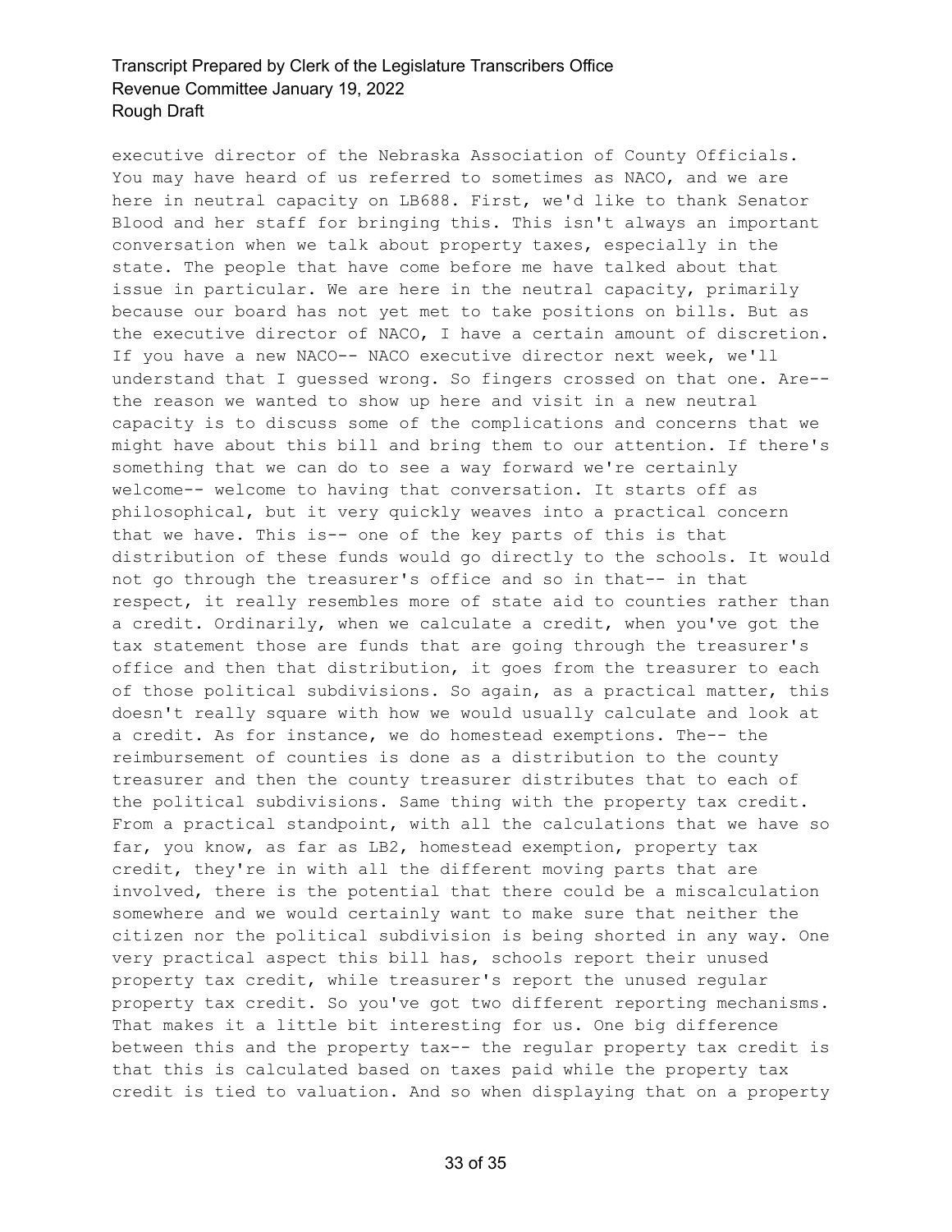executive director of the Nebraska Association of County Officials. You may have heard of us referred to sometimes as NACO, and we are here in neutral capacity on LB688. First, we'd like to thank Senator Blood and her staff for bringing this. This isn't always an important conversation when we talk about property taxes, especially in the state. The people that have come before me have talked about that issue in particular. We are here in the neutral capacity, primarily because our board has not yet met to take positions on bills. But as the executive director of NACO, I have a certain amount of discretion. If you have a new NACO-- NACO executive director next week, we'll understand that I guessed wrong. So fingers crossed on that one. Are-- the reason we wanted to show up here and visit in a new neutral capacity is to discuss some of the complications and concerns that we might have about this bill and bring them to our attention. If there's something that we can do to see a way forward we're certainly welcome-- welcome to having that conversation. It starts off as philosophical, but it very quickly weaves into a practical concern that we have. This is-- one of the key parts of this is that distribution of these funds would go directly to the schools. It would not go through the treasurer's office and so in that-- in that respect, it really resembles more of state aid to counties rather than a credit. Ordinarily, when we calculate a credit, when you've got the tax statement those are funds that are going through the treasurer's office and then that distribution, it goes from the treasurer to each of those political subdivisions. So again, as a practical matter, this doesn't really square with how we would usually calculate and look at a credit. As for instance, we do homestead exemptions. The-- the reimbursement of counties is done as a distribution to the county treasurer and then the county treasurer distributes that to each of the political subdivisions. Same thing with the property tax credit. From a practical standpoint, with all the calculations that we have so far, you know, as far as LB2, homestead exemption, property tax credit, they're in with all the different moving parts that are involved, there is the potential that there could be a miscalculation somewhere and we would certainly want to make sure that neither the citizen nor the political subdivision is being shorted in any way. One very practical aspect this bill has, schools report their unused property tax credit, while treasurer's report the unused regular property tax credit. So you've got two different reporting mechanisms. That makes it a little bit interesting for us. One big difference between this and the property tax-- the regular property tax credit is that this is calculated based on taxes paid while the property tax credit is tied to valuation. And so when displaying that on a property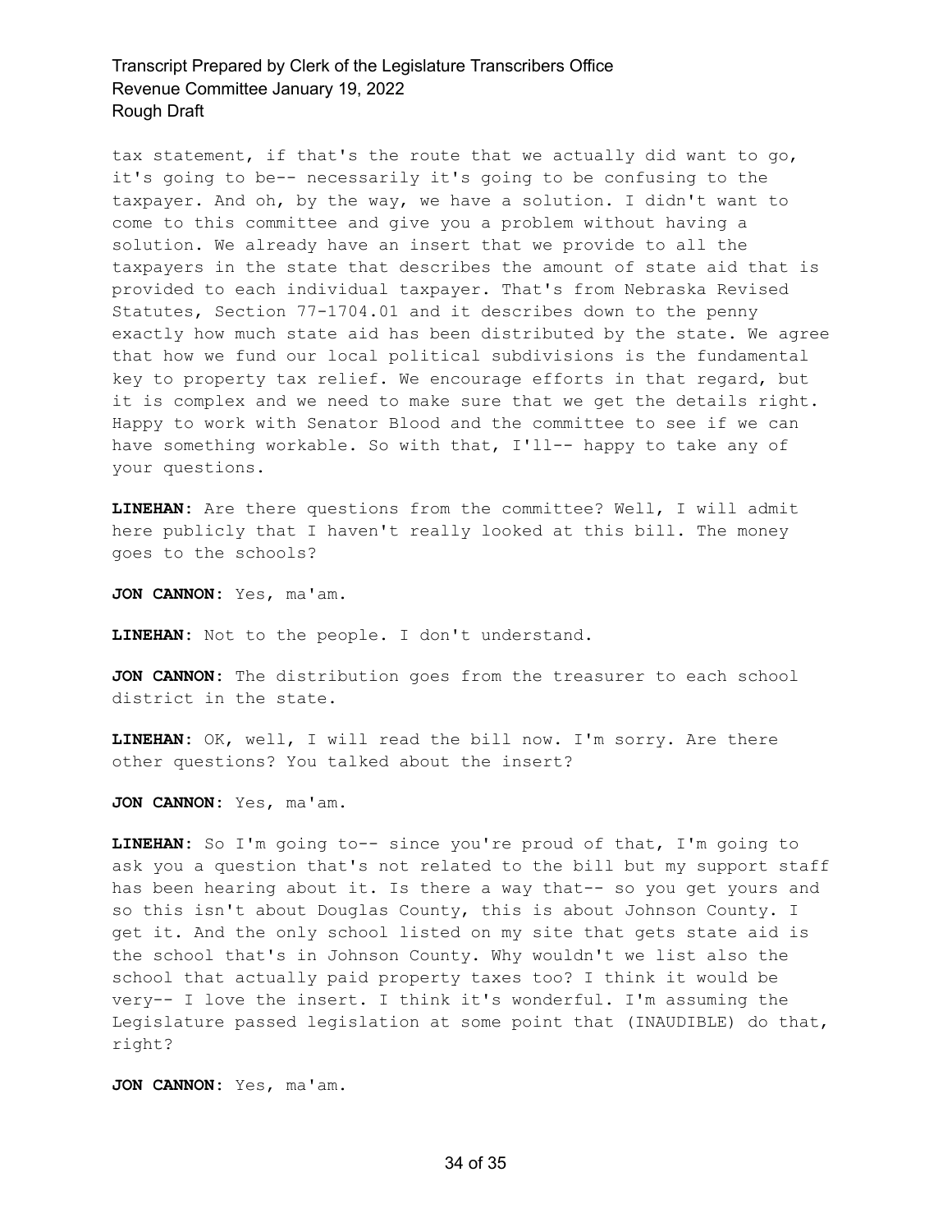tax statement, if that's the route that we actually did want to go, it's going to be-- necessarily it's going to be confusing to the taxpayer. And oh, by the way, we have a solution. I didn't want to come to this committee and give you a problem without having a solution. We already have an insert that we provide to all the taxpayers in the state that describes the amount of state aid that is provided to each individual taxpayer. That's from Nebraska Revised Statutes, Section 77-1704.01 and it describes down to the penny exactly how much state aid has been distributed by the state. We agree that how we fund our local political subdivisions is the fundamental key to property tax relief. We encourage efforts in that regard, but it is complex and we need to make sure that we get the details right. Happy to work with Senator Blood and the committee to see if we can have something workable. So with that, I'll-- happy to take any of your questions.

**LINEHAN:** Are there questions from the committee? Well, I will admit here publicly that I haven't really looked at this bill. The money goes to the schools?

**JON CANNON:** Yes, ma'am.

**LINEHAN:** Not to the people. I don't understand.

**JON CANNON:** The distribution goes from the treasurer to each school district in the state.

**LINEHAN:** OK, well, I will read the bill now. I'm sorry. Are there other questions? You talked about the insert?

**JON CANNON:** Yes, ma'am.

**LINEHAN:** So I'm going to-- since you're proud of that, I'm going to ask you a question that's not related to the bill but my support staff has been hearing about it. Is there a way that-- so you get yours and so this isn't about Douglas County, this is about Johnson County. I get it. And the only school listed on my site that gets state aid is the school that's in Johnson County. Why wouldn't we list also the school that actually paid property taxes too? I think it would be very-- I love the insert. I think it's wonderful. I'm assuming the Legislature passed legislation at some point that (INAUDIBLE) do that, right?

**JON CANNON:** Yes, ma'am.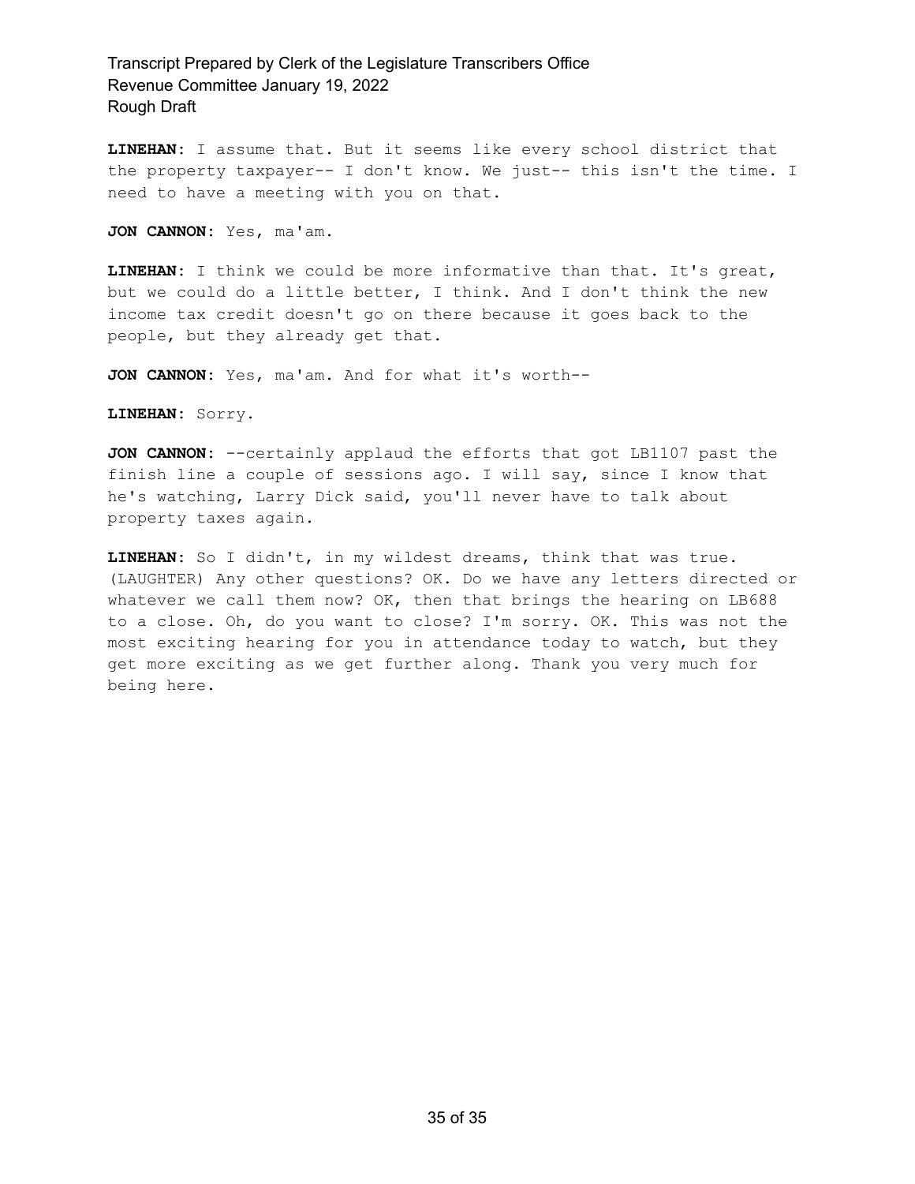**LINEHAN:** I assume that. But it seems like every school district that the property taxpayer-- I don't know. We just-- this isn't the time. I need to have a meeting with you on that.

**JON CANNON:** Yes, ma'am.

**LINEHAN:** I think we could be more informative than that. It's great, but we could do a little better, I think. And I don't think the new income tax credit doesn't go on there because it goes back to the people, but they already get that.

**JON CANNON:** Yes, ma'am. And for what it's worth--

**LINEHAN:** Sorry.

**JON CANNON:** --certainly applaud the efforts that got LB1107 past the finish line a couple of sessions ago. I will say, since I know that he's watching, Larry Dick said, you'll never have to talk about property taxes again.

**LINEHAN:** So I didn't, in my wildest dreams, think that was true. (LAUGHTER) Any other questions? OK. Do we have any letters directed or whatever we call them now? OK, then that brings the hearing on LB688 to a close. Oh, do you want to close? I'm sorry. OK. This was not the most exciting hearing for you in attendance today to watch, but they get more exciting as we get further along. Thank you very much for being here.